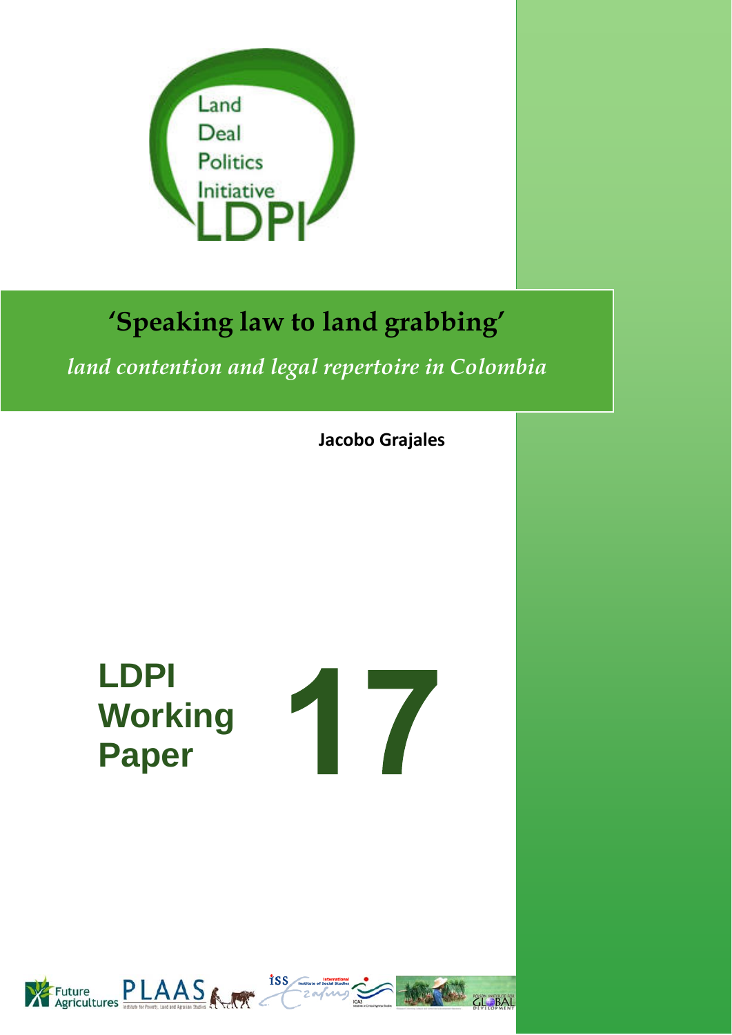Land Deal Politics Initiative LDPI

# 'Speaking law to land grabbing'

*land contention and legal repertoire in Colombia*

**Jacobo Grajales**

**LDPI Working Paper 17**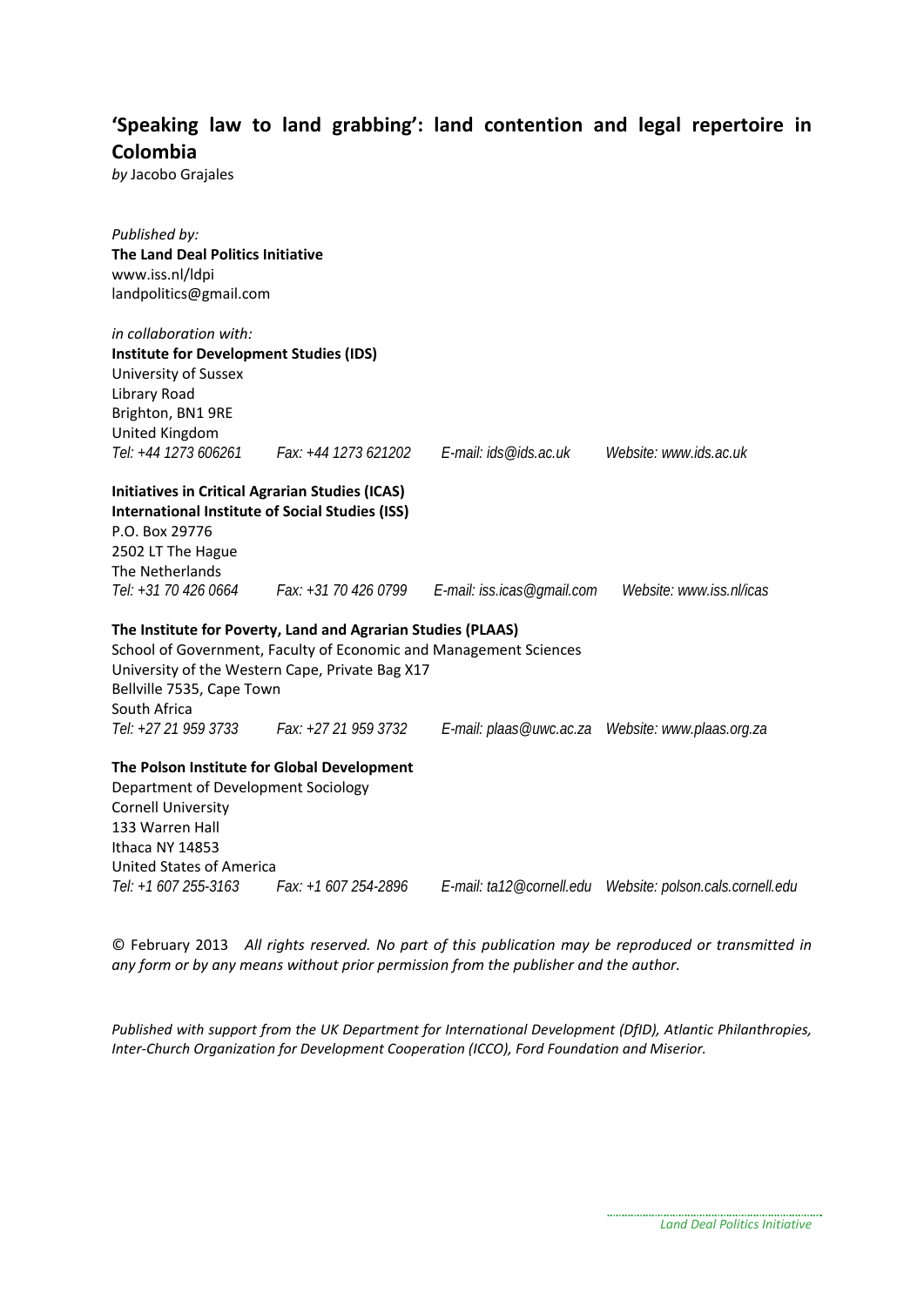## 'Speaking law to land grabbing': land contention and legal repertoire in Colombia

*by* Jacobo Grajales

*Published by:*
**The Land Deal Politics Initiative**
www.iss.nl/ldpi
landpolitics@gmail.com

*in collaboration with:*
**Institute for Development Studies (IDS)**
University of Sussex
Library Road
Brighton, BN1 9RE
United Kingdom
*Tel: +44 1273 606261 Fax: +44 1273 621202 E-mail: ids@ids.ac.uk Website: www.ids.ac.uk*

**Initiatives in Critical Agrarian Studies (ICAS)**
**International Institute of Social Studies (ISS)**
P.O. Box 29776
2502 LT The Hague
The Netherlands
*Tel: +31 70 426 0664 Fax: +31 70 426 0799 E-mail: iss.icas@gmail.com Website: www.iss.nl/icas*

**The Institute for Poverty, Land and Agrarian Studies (PLAAS)**
School of Government, Faculty of Economic and Management Sciences
University of the Western Cape, Private Bag X17
Bellville 7535, Cape Town
South Africa
*Tel: +27 21 959 3733 Fax: +27 21 959 3732 E-mail: plaas@uwc.ac.za Website: www.plaas.org.za*

**The Polson Institute for Global Development**
Department of Development Sociology
Cornell University
133 Warren Hall
Ithaca NY 14853
United States of America
*Tel: +1 607 255-3163 Fax: +1 607 254-2896 E-mail: ta12@cornell.edu Website: polson.cals.cornell.edu*

© February 2013 *All rights reserved. No part of this publication may be reproduced or transmitted in any form or by any means without prior permission from the publisher and the author.*

*Published with support from the UK Department for International Development (DfID), Atlantic Philanthropies, Inter-Church Organization for Development Cooperation (ICCO), Ford Foundation and Miserior.*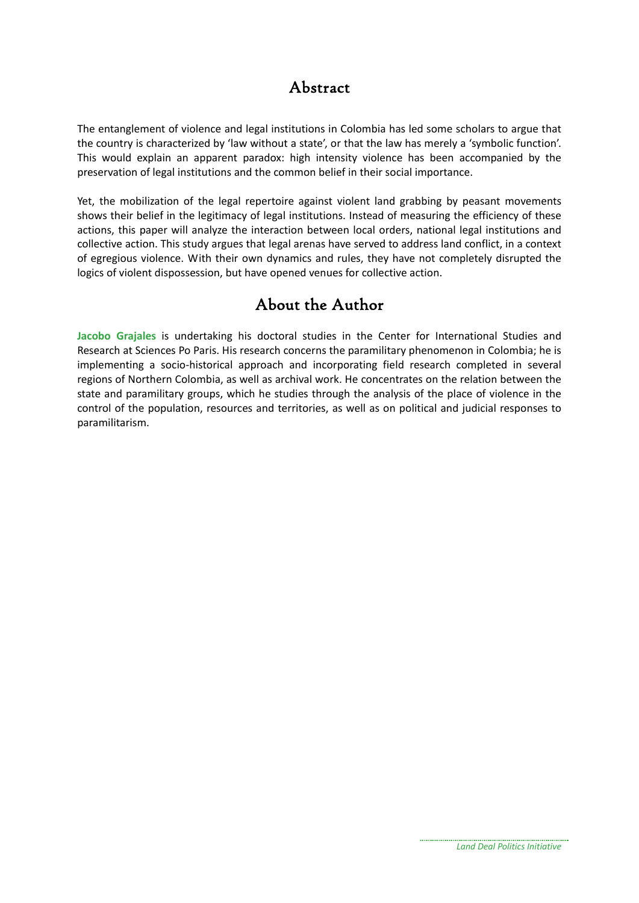## Abstract

The entanglement of violence and legal institutions in Colombia has led some scholars to argue that the country is characterized by 'law without a state', or that the law has merely a 'symbolic function'. This would explain an apparent paradox: high intensity violence has been accompanied by the preservation of legal institutions and the common belief in their social importance.

Yet, the mobilization of the legal repertoire against violent land grabbing by peasant movements shows their belief in the legitimacy of legal institutions. Instead of measuring the efficiency of these actions, this paper will analyze the interaction between local orders, national legal institutions and collective action. This study argues that legal arenas have served to address land conflict, in a context of egregious violence. With their own dynamics and rules, they have not completely disrupted the logics of violent dispossession, but have opened venues for collective action.

## About the Author

**Jacobo Grajales** is undertaking his doctoral studies in the Center for International Studies and Research at Sciences Po Paris. His research concerns the paramilitary phenomenon in Colombia; he is implementing a socio-historical approach and incorporating field research completed in several regions of Northern Colombia, as well as archival work. He concentrates on the relation between the state and paramilitary groups, which he studies through the analysis of the place of violence in the control of the population, resources and territories, as well as on political and judicial responses to paramilitarism.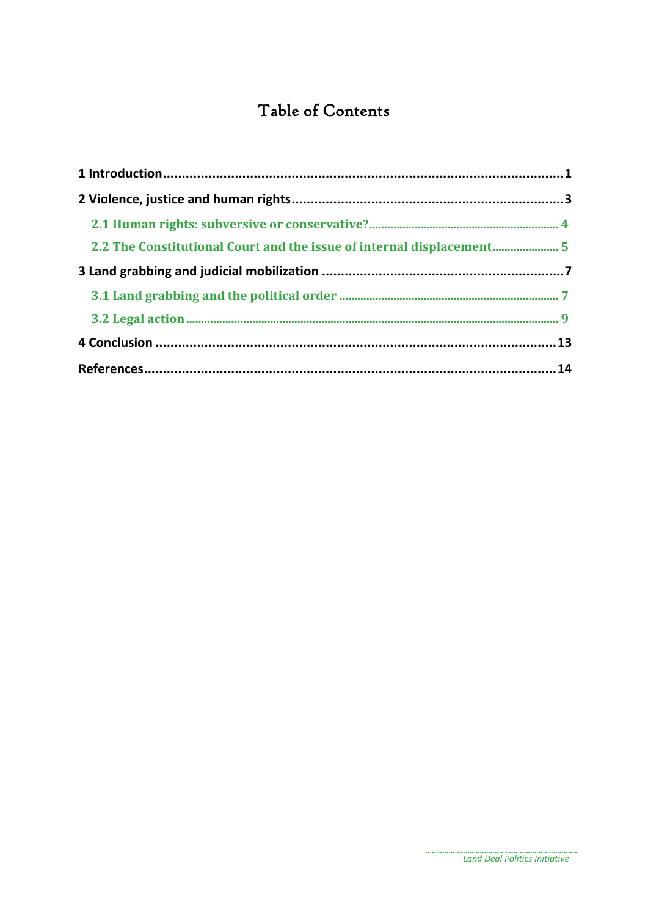# Table of Contents

1 Introduction ... 1

2 Violence, justice and human rights ... 3

- 2.1 Human rights: subversive or conservative? ... 4
- 2.2 The Constitutional Court and the issue of internal displacement ... 5

3 Land grabbing and judicial mobilization ... 7

- 3.1 Land grabbing and the political order ... 7
- 3.2 Legal action ... 9

4 Conclusion ... 13

References ... 14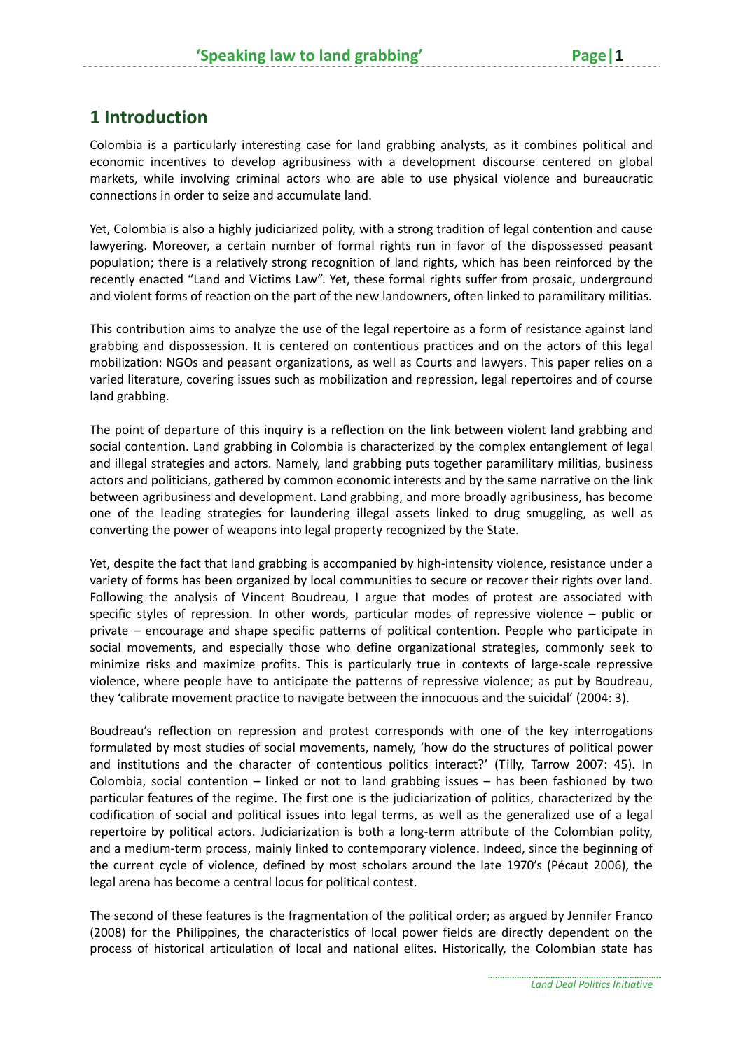# 1 Introduction

Colombia is a particularly interesting case for land grabbing analysts, as it combines political and economic incentives to develop agribusiness with a development discourse centered on global markets, while involving criminal actors who are able to use physical violence and bureaucratic connections in order to seize and accumulate land.

Yet, Colombia is also a highly judiciarized polity, with a strong tradition of legal contention and cause lawyering. Moreover, a certain number of formal rights run in favor of the dispossessed peasant population; there is a relatively strong recognition of land rights, which has been reinforced by the recently enacted "Land and Victims Law". Yet, these formal rights suffer from prosaic, underground and violent forms of reaction on the part of the new landowners, often linked to paramilitary militias.

This contribution aims to analyze the use of the legal repertoire as a form of resistance against land grabbing and dispossession. It is centered on contentious practices and on the actors of this legal mobilization: NGOs and peasant organizations, as well as Courts and lawyers. This paper relies on a varied literature, covering issues such as mobilization and repression, legal repertoires and of course land grabbing.

The point of departure of this inquiry is a reflection on the link between violent land grabbing and social contention. Land grabbing in Colombia is characterized by the complex entanglement of legal and illegal strategies and actors. Namely, land grabbing puts together paramilitary militias, business actors and politicians, gathered by common economic interests and by the same narrative on the link between agribusiness and development. Land grabbing, and more broadly agribusiness, has become one of the leading strategies for laundering illegal assets linked to drug smuggling, as well as converting the power of weapons into legal property recognized by the State.

Yet, despite the fact that land grabbing is accompanied by high-intensity violence, resistance under a variety of forms has been organized by local communities to secure or recover their rights over land. Following the analysis of Vincent Boudreau, I argue that modes of protest are associated with specific styles of repression. In other words, particular modes of repressive violence – public or private – encourage and shape specific patterns of political contention. People who participate in social movements, and especially those who define organizational strategies, commonly seek to minimize risks and maximize profits. This is particularly true in contexts of large-scale repressive violence, where people have to anticipate the patterns of repressive violence; as put by Boudreau, they 'calibrate movement practice to navigate between the innocuous and the suicidal' (2004: 3).

Boudreau's reflection on repression and protest corresponds with one of the key interrogations formulated by most studies of social movements, namely, 'how do the structures of political power and institutions and the character of contentious politics interact?' (Tilly, Tarrow 2007: 45). In Colombia, social contention – linked or not to land grabbing issues – has been fashioned by two particular features of the regime. The first one is the judiciarization of politics, characterized by the codification of social and political issues into legal terms, as well as the generalized use of a legal repertoire by political actors. Judiciarization is both a long-term attribute of the Colombian polity, and a medium-term process, mainly linked to contemporary violence. Indeed, since the beginning of the current cycle of violence, defined by most scholars around the late 1970's (Pécaut 2006), the legal arena has become a central locus for political contest.

The second of these features is the fragmentation of the political order; as argued by Jennifer Franco (2008) for the Philippines, the characteristics of local power fields are directly dependent on the process of historical articulation of local and national elites. Historically, the Colombian state has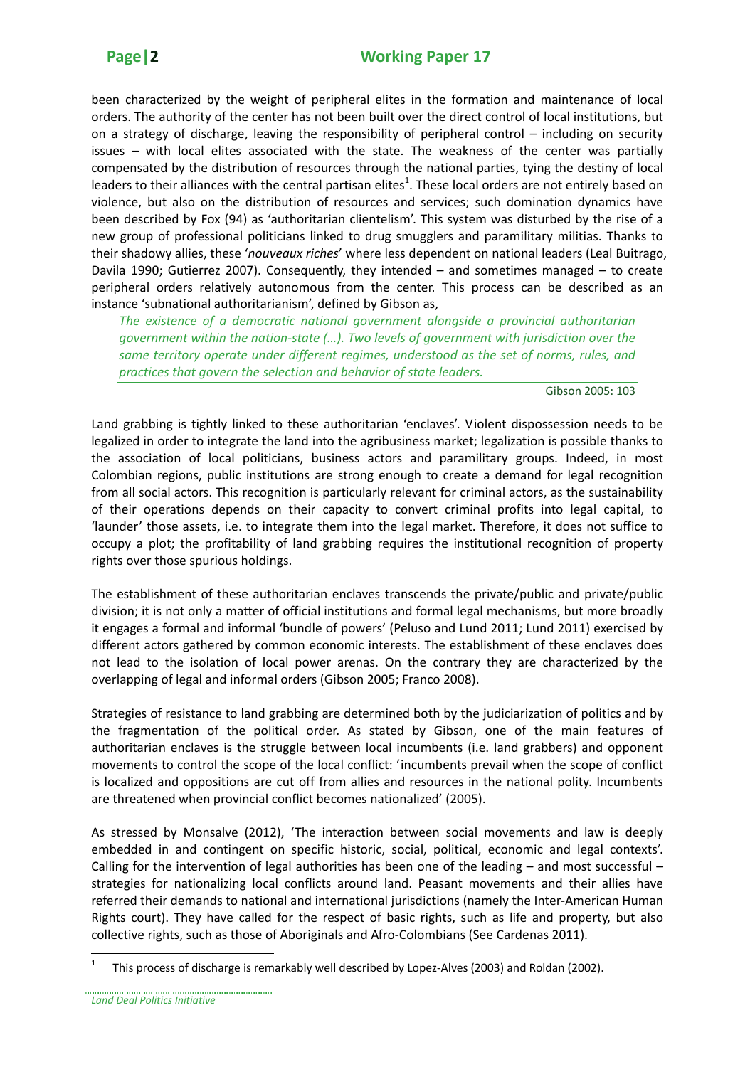been characterized by the weight of peripheral elites in the formation and maintenance of local orders. The authority of the center has not been built over the direct control of local institutions, but on a strategy of discharge, leaving the responsibility of peripheral control – including on security issues – with local elites associated with the state. The weakness of the center was partially compensated by the distribution of resources through the national parties, tying the destiny of local leaders to their alliances with the central partisan elites[1]. These local orders are not entirely based on violence, but also on the distribution of resources and services; such domination dynamics have been described by Fox (94) as 'authoritarian clientelism'. This system was disturbed by the rise of a new group of professional politicians linked to drug smugglers and paramilitary militias. Thanks to their shadowy allies, these '*nouveaux riches*' where less dependent on national leaders (Leal Buitrago, Davila 1990; Gutierrez 2007). Consequently, they intended – and sometimes managed – to create peripheral orders relatively autonomous from the center. This process can be described as an instance 'subnational authoritarianism', defined by Gibson as,

> *The existence of a democratic national government alongside a provincial authoritarian government within the nation-state (…). Two levels of government with jurisdiction over the same territory operate under different regimes, understood as the set of norms, rules, and practices that govern the selection and behavior of state leaders.*
>
> Gibson 2005: 103

Land grabbing is tightly linked to these authoritarian 'enclaves'. Violent dispossession needs to be legalized in order to integrate the land into the agribusiness market; legalization is possible thanks to the association of local politicians, business actors and paramilitary groups. Indeed, in most Colombian regions, public institutions are strong enough to create a demand for legal recognition from all social actors. This recognition is particularly relevant for criminal actors, as the sustainability of their operations depends on their capacity to convert criminal profits into legal capital, to 'launder' those assets, i.e. to integrate them into the legal market. Therefore, it does not suffice to occupy a plot; the profitability of land grabbing requires the institutional recognition of property rights over those spurious holdings.

The establishment of these authoritarian enclaves transcends the private/public and private/public division; it is not only a matter of official institutions and formal legal mechanisms, but more broadly it engages a formal and informal 'bundle of powers' (Peluso and Lund 2011; Lund 2011) exercised by different actors gathered by common economic interests. The establishment of these enclaves does not lead to the isolation of local power arenas. On the contrary they are characterized by the overlapping of legal and informal orders (Gibson 2005; Franco 2008).

Strategies of resistance to land grabbing are determined both by the judiciarization of politics and by the fragmentation of the political order. As stated by Gibson, one of the main features of authoritarian enclaves is the struggle between local incumbents (i.e. land grabbers) and opponent movements to control the scope of the local conflict: 'incumbents prevail when the scope of conflict is localized and oppositions are cut off from allies and resources in the national polity. Incumbents are threatened when provincial conflict becomes nationalized' (2005).

As stressed by Monsalve (2012), 'The interaction between social movements and law is deeply embedded in and contingent on specific historic, social, political, economic and legal contexts'. Calling for the intervention of legal authorities has been one of the leading – and most successful – strategies for nationalizing local conflicts around land. Peasant movements and their allies have referred their demands to national and international jurisdictions (namely the Inter-American Human Rights court). They have called for the respect of basic rights, such as life and property, but also collective rights, such as those of Aboriginals and Afro-Colombians (See Cardenas 2011).

[1] This process of discharge is remarkably well described by Lopez-Alves (2003) and Roldan (2002).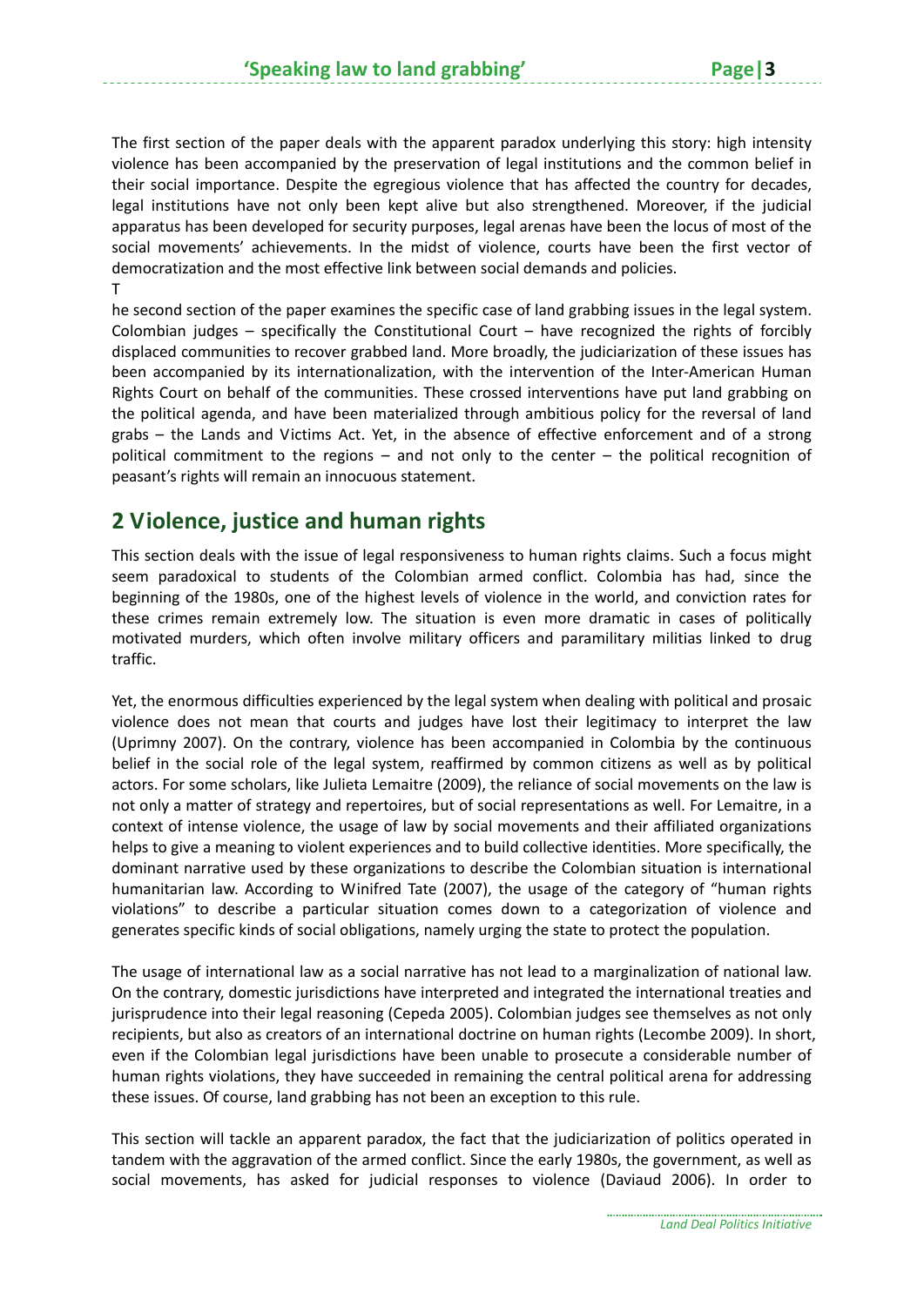The first section of the paper deals with the apparent paradox underlying this story: high intensity violence has been accompanied by the preservation of legal institutions and the common belief in their social importance. Despite the egregious violence that has affected the country for decades, legal institutions have not only been kept alive but also strengthened. Moreover, if the judicial apparatus has been developed for security purposes, legal arenas have been the locus of most of the social movements' achievements. In the midst of violence, courts have been the first vector of democratization and the most effective link between social demands and policies.

The second section of the paper examines the specific case of land grabbing issues in the legal system. Colombian judges – specifically the Constitutional Court – have recognized the rights of forcibly displaced communities to recover grabbed land. More broadly, the judiciarization of these issues has been accompanied by its internationalization, with the intervention of the Inter-American Human Rights Court on behalf of the communities. These crossed interventions have put land grabbing on the political agenda, and have been materialized through ambitious policy for the reversal of land grabs – the Lands and Victims Act. Yet, in the absence of effective enforcement and of a strong political commitment to the regions – and not only to the center – the political recognition of peasant's rights will remain an innocuous statement.

## 2 Violence, justice and human rights

This section deals with the issue of legal responsiveness to human rights claims. Such a focus might seem paradoxical to students of the Colombian armed conflict. Colombia has had, since the beginning of the 1980s, one of the highest levels of violence in the world, and conviction rates for these crimes remain extremely low. The situation is even more dramatic in cases of politically motivated murders, which often involve military officers and paramilitary militias linked to drug traffic.

Yet, the enormous difficulties experienced by the legal system when dealing with political and prosaic violence does not mean that courts and judges have lost their legitimacy to interpret the law (Uprimny 2007). On the contrary, violence has been accompanied in Colombia by the continuous belief in the social role of the legal system, reaffirmed by common citizens as well as by political actors. For some scholars, like Julieta Lemaitre (2009), the reliance of social movements on the law is not only a matter of strategy and repertoires, but of social representations as well. For Lemaitre, in a context of intense violence, the usage of law by social movements and their affiliated organizations helps to give a meaning to violent experiences and to build collective identities. More specifically, the dominant narrative used by these organizations to describe the Colombian situation is international humanitarian law. According to Winifred Tate (2007), the usage of the category of "human rights violations" to describe a particular situation comes down to a categorization of violence and generates specific kinds of social obligations, namely urging the state to protect the population.

The usage of international law as a social narrative has not lead to a marginalization of national law. On the contrary, domestic jurisdictions have interpreted and integrated the international treaties and jurisprudence into their legal reasoning (Cepeda 2005). Colombian judges see themselves as not only recipients, but also as creators of an international doctrine on human rights (Lecombe 2009). In short, even if the Colombian legal jurisdictions have been unable to prosecute a considerable number of human rights violations, they have succeeded in remaining the central political arena for addressing these issues. Of course, land grabbing has not been an exception to this rule.

This section will tackle an apparent paradox, the fact that the judiciarization of politics operated in tandem with the aggravation of the armed conflict. Since the early 1980s, the government, as well as social movements, has asked for judicial responses to violence (Daviaud 2006). In order to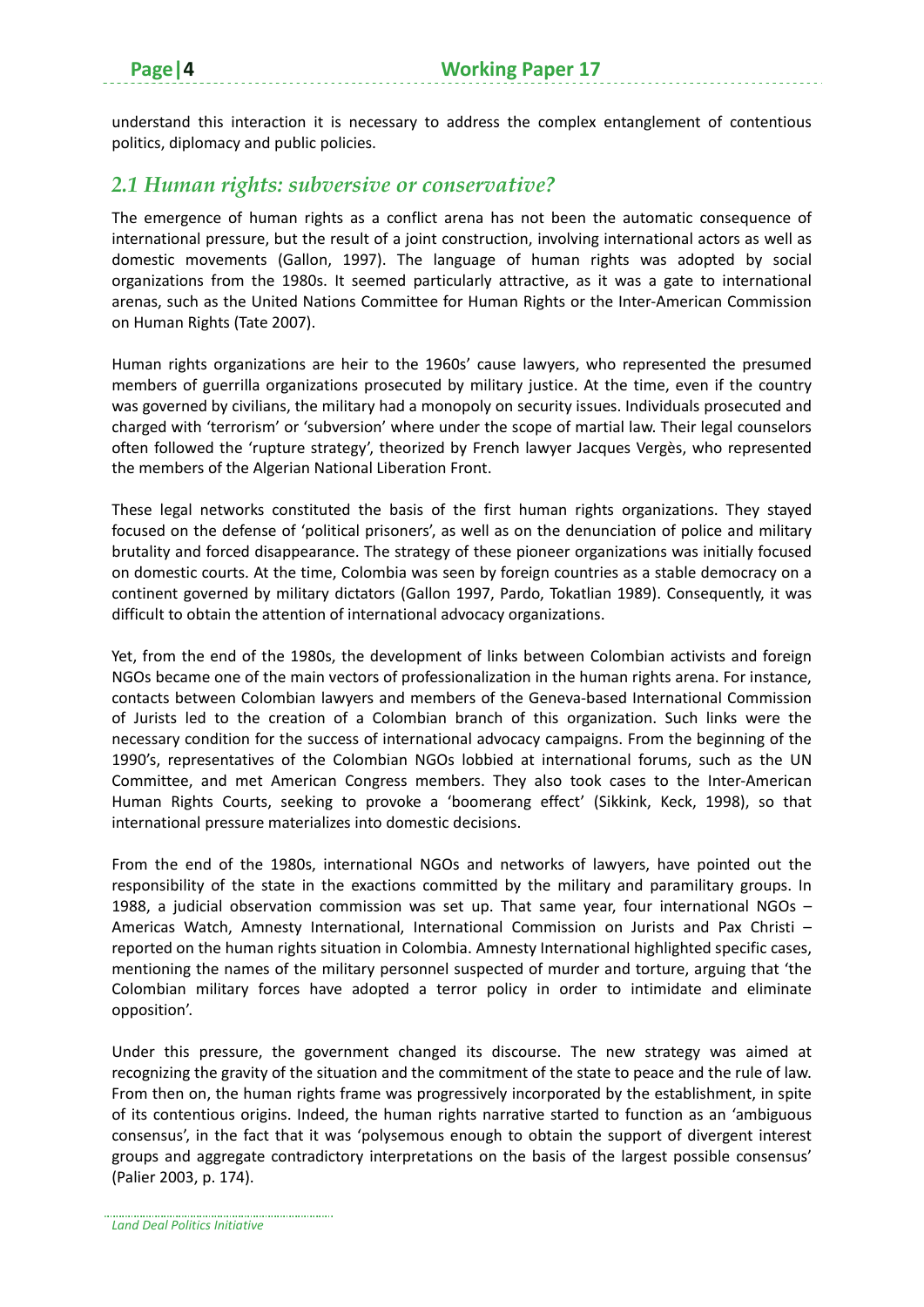understand this interaction it is necessary to address the complex entanglement of contentious politics, diplomacy and public policies.

## *2.1 Human rights: subversive or conservative?*

The emergence of human rights as a conflict arena has not been the automatic consequence of international pressure, but the result of a joint construction, involving international actors as well as domestic movements (Gallon, 1997). The language of human rights was adopted by social organizations from the 1980s. It seemed particularly attractive, as it was a gate to international arenas, such as the United Nations Committee for Human Rights or the Inter-American Commission on Human Rights (Tate 2007).

Human rights organizations are heir to the 1960s' cause lawyers, who represented the presumed members of guerrilla organizations prosecuted by military justice. At the time, even if the country was governed by civilians, the military had a monopoly on security issues. Individuals prosecuted and charged with 'terrorism' or 'subversion' where under the scope of martial law. Their legal counselors often followed the 'rupture strategy', theorized by French lawyer Jacques Vergès, who represented the members of the Algerian National Liberation Front.

These legal networks constituted the basis of the first human rights organizations. They stayed focused on the defense of 'political prisoners', as well as on the denunciation of police and military brutality and forced disappearance. The strategy of these pioneer organizations was initially focused on domestic courts. At the time, Colombia was seen by foreign countries as a stable democracy on a continent governed by military dictators (Gallon 1997, Pardo, Tokatlian 1989). Consequently, it was difficult to obtain the attention of international advocacy organizations.

Yet, from the end of the 1980s, the development of links between Colombian activists and foreign NGOs became one of the main vectors of professionalization in the human rights arena. For instance, contacts between Colombian lawyers and members of the Geneva-based International Commission of Jurists led to the creation of a Colombian branch of this organization. Such links were the necessary condition for the success of international advocacy campaigns. From the beginning of the 1990's, representatives of the Colombian NGOs lobbied at international forums, such as the UN Committee, and met American Congress members. They also took cases to the Inter-American Human Rights Courts, seeking to provoke a 'boomerang effect' (Sikkink, Keck, 1998), so that international pressure materializes into domestic decisions.

From the end of the 1980s, international NGOs and networks of lawyers, have pointed out the responsibility of the state in the exactions committed by the military and paramilitary groups. In 1988, a judicial observation commission was set up. That same year, four international NGOs – Americas Watch, Amnesty International, International Commission on Jurists and Pax Christi – reported on the human rights situation in Colombia. Amnesty International highlighted specific cases, mentioning the names of the military personnel suspected of murder and torture, arguing that 'the Colombian military forces have adopted a terror policy in order to intimidate and eliminate opposition'.

Under this pressure, the government changed its discourse. The new strategy was aimed at recognizing the gravity of the situation and the commitment of the state to peace and the rule of law. From then on, the human rights frame was progressively incorporated by the establishment, in spite of its contentious origins. Indeed, the human rights narrative started to function as an 'ambiguous consensus', in the fact that it was 'polysemous enough to obtain the support of divergent interest groups and aggregate contradictory interpretations on the basis of the largest possible consensus' (Palier 2003, p. 174).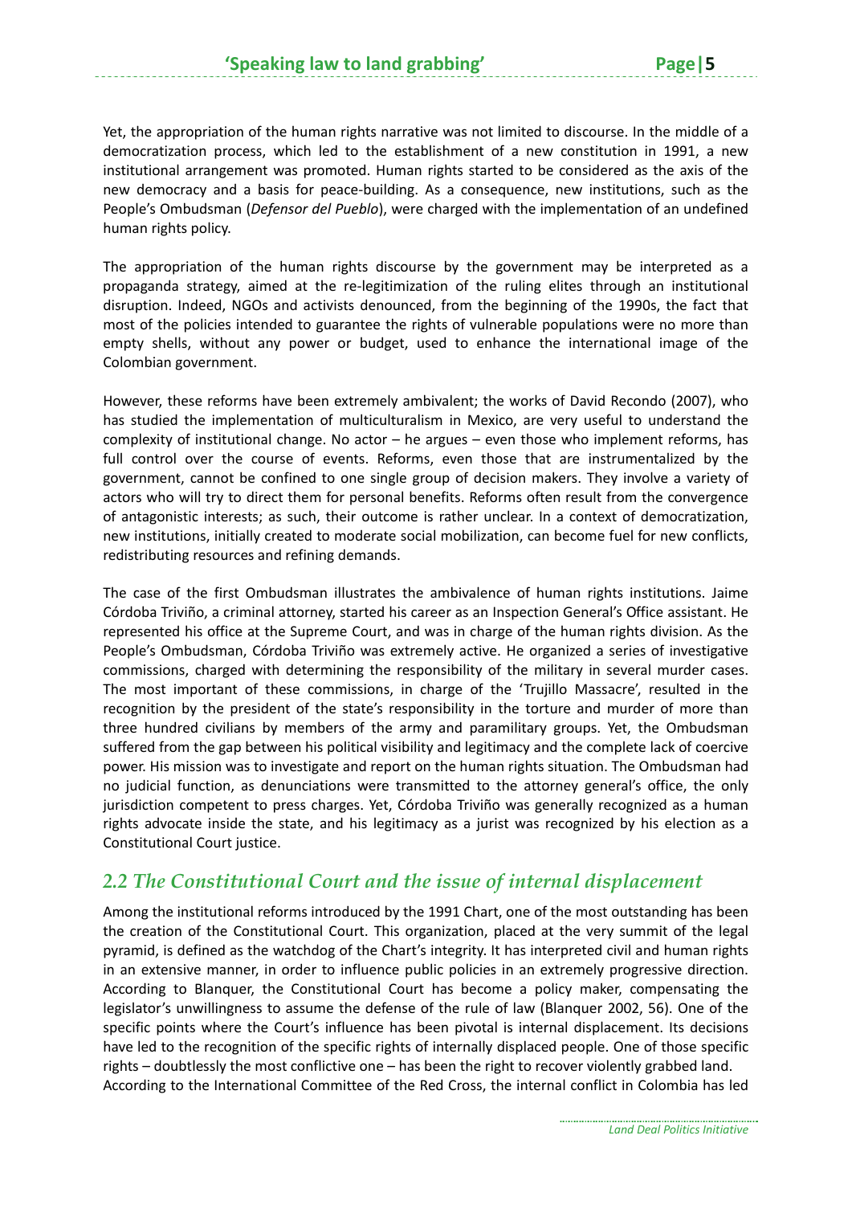Yet, the appropriation of the human rights narrative was not limited to discourse. In the middle of a democratization process, which led to the establishment of a new constitution in 1991, a new institutional arrangement was promoted. Human rights started to be considered as the axis of the new democracy and a basis for peace-building. As a consequence, new institutions, such as the People's Ombudsman (*Defensor del Pueblo*), were charged with the implementation of an undefined human rights policy.

The appropriation of the human rights discourse by the government may be interpreted as a propaganda strategy, aimed at the re-legitimization of the ruling elites through an institutional disruption. Indeed, NGOs and activists denounced, from the beginning of the 1990s, the fact that most of the policies intended to guarantee the rights of vulnerable populations were no more than empty shells, without any power or budget, used to enhance the international image of the Colombian government.

However, these reforms have been extremely ambivalent; the works of David Recondo (2007), who has studied the implementation of multiculturalism in Mexico, are very useful to understand the complexity of institutional change. No actor – he argues – even those who implement reforms, has full control over the course of events. Reforms, even those that are instrumentalized by the government, cannot be confined to one single group of decision makers. They involve a variety of actors who will try to direct them for personal benefits. Reforms often result from the convergence of antagonistic interests; as such, their outcome is rather unclear. In a context of democratization, new institutions, initially created to moderate social mobilization, can become fuel for new conflicts, redistributing resources and refining demands.

The case of the first Ombudsman illustrates the ambivalence of human rights institutions. Jaime Córdoba Triviño, a criminal attorney, started his career as an Inspection General's Office assistant. He represented his office at the Supreme Court, and was in charge of the human rights division. As the People's Ombudsman, Córdoba Triviño was extremely active. He organized a series of investigative commissions, charged with determining the responsibility of the military in several murder cases. The most important of these commissions, in charge of the 'Trujillo Massacre', resulted in the recognition by the president of the state's responsibility in the torture and murder of more than three hundred civilians by members of the army and paramilitary groups. Yet, the Ombudsman suffered from the gap between his political visibility and legitimacy and the complete lack of coercive power. His mission was to investigate and report on the human rights situation. The Ombudsman had no judicial function, as denunciations were transmitted to the attorney general's office, the only jurisdiction competent to press charges. Yet, Córdoba Triviño was generally recognized as a human rights advocate inside the state, and his legitimacy as a jurist was recognized by his election as a Constitutional Court justice.

## *2.2 The Constitutional Court and the issue of internal displacement*

Among the institutional reforms introduced by the 1991 Chart, one of the most outstanding has been the creation of the Constitutional Court. This organization, placed at the very summit of the legal pyramid, is defined as the watchdog of the Chart's integrity. It has interpreted civil and human rights in an extensive manner, in order to influence public policies in an extremely progressive direction. According to Blanquer, the Constitutional Court has become a policy maker, compensating the legislator's unwillingness to assume the defense of the rule of law (Blanquer 2002, 56). One of the specific points where the Court's influence has been pivotal is internal displacement. Its decisions have led to the recognition of the specific rights of internally displaced people. One of those specific rights – doubtlessly the most conflictive one – has been the right to recover violently grabbed land.
According to the International Committee of the Red Cross, the internal conflict in Colombia has led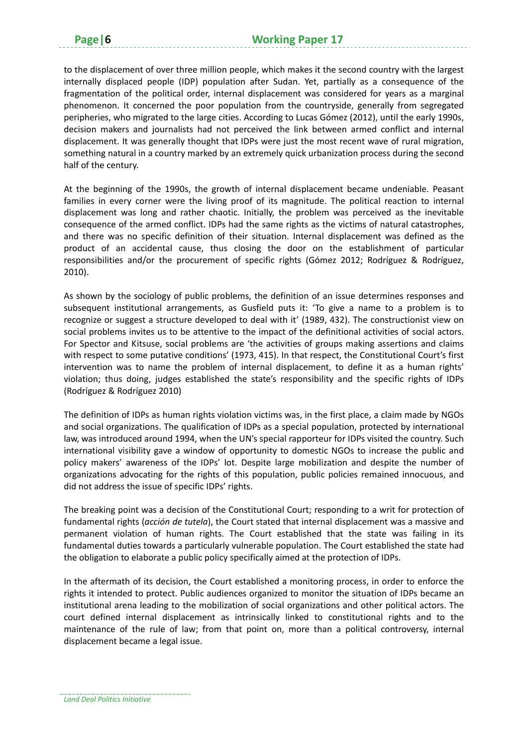to the displacement of over three million people, which makes it the second country with the largest internally displaced people (IDP) population after Sudan. Yet, partially as a consequence of the fragmentation of the political order, internal displacement was considered for years as a marginal phenomenon. It concerned the poor population from the countryside, generally from segregated peripheries, who migrated to the large cities. According to Lucas Gómez (2012), until the early 1990s, decision makers and journalists had not perceived the link between armed conflict and internal displacement. It was generally thought that IDPs were just the most recent wave of rural migration, something natural in a country marked by an extremely quick urbanization process during the second half of the century.

At the beginning of the 1990s, the growth of internal displacement became undeniable. Peasant families in every corner were the living proof of its magnitude. The political reaction to internal displacement was long and rather chaotic. Initially, the problem was perceived as the inevitable consequence of the armed conflict. IDPs had the same rights as the victims of natural catastrophes, and there was no specific definition of their situation. Internal displacement was defined as the product of an accidental cause, thus closing the door on the establishment of particular responsibilities and/or the procurement of specific rights (Gómez 2012; Rodríguez & Rodríguez, 2010).

As shown by the sociology of public problems, the definition of an issue determines responses and subsequent institutional arrangements, as Gusfield puts it: 'To give a name to a problem is to recognize or suggest a structure developed to deal with it' (1989, 432). The constructionist view on social problems invites us to be attentive to the impact of the definitional activities of social actors. For Spector and Kitsuse, social problems are 'the activities of groups making assertions and claims with respect to some putative conditions' (1973, 415). In that respect, the Constitutional Court's first intervention was to name the problem of internal displacement, to define it as a human rights' violation; thus doing, judges established the state's responsibility and the specific rights of IDPs (Rodríguez & Rodríguez 2010)

The definition of IDPs as human rights violation victims was, in the first place, a claim made by NGOs and social organizations. The qualification of IDPs as a special population, protected by international law, was introduced around 1994, when the UN's special rapporteur for IDPs visited the country. Such international visibility gave a window of opportunity to domestic NGOs to increase the public and policy makers' awareness of the IDPs' lot. Despite large mobilization and despite the number of organizations advocating for the rights of this population, public policies remained innocuous, and did not address the issue of specific IDPs' rights.

The breaking point was a decision of the Constitutional Court; responding to a writ for protection of fundamental rights (*acción de tutela*), the Court stated that internal displacement was a massive and permanent violation of human rights. The Court established that the state was failing in its fundamental duties towards a particularly vulnerable population. The Court established the state had the obligation to elaborate a public policy specifically aimed at the protection of IDPs.

In the aftermath of its decision, the Court established a monitoring process, in order to enforce the rights it intended to protect. Public audiences organized to monitor the situation of IDPs became an institutional arena leading to the mobilization of social organizations and other political actors. The court defined internal displacement as intrinsically linked to constitutional rights and to the maintenance of the rule of law; from that point on, more than a political controversy, internal displacement became a legal issue.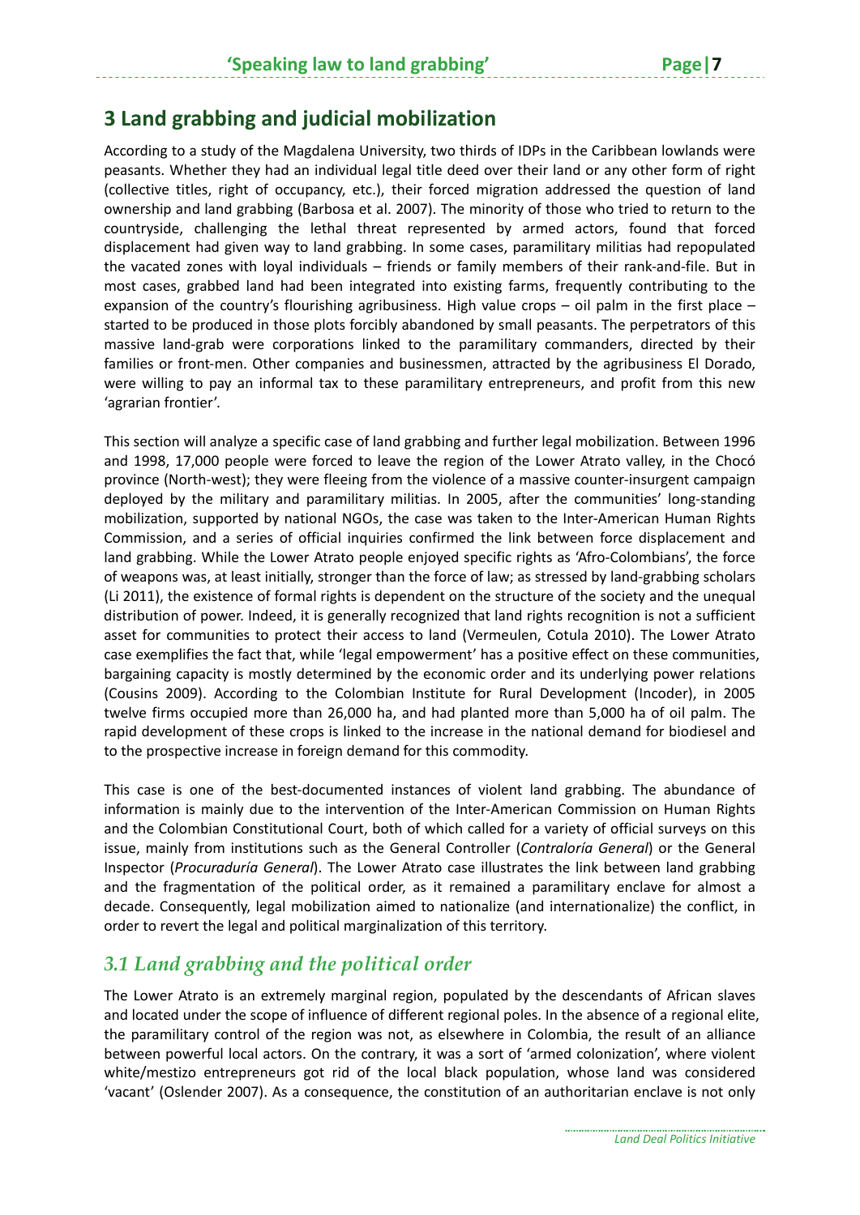## 3 Land grabbing and judicial mobilization

According to a study of the Magdalena University, two thirds of IDPs in the Caribbean lowlands were peasants. Whether they had an individual legal title deed over their land or any other form of right (collective titles, right of occupancy, etc.), their forced migration addressed the question of land ownership and land grabbing (Barbosa et al. 2007). The minority of those who tried to return to the countryside, challenging the lethal threat represented by armed actors, found that forced displacement had given way to land grabbing. In some cases, paramilitary militias had repopulated the vacated zones with loyal individuals – friends or family members of their rank-and-file. But in most cases, grabbed land had been integrated into existing farms, frequently contributing to the expansion of the country's flourishing agribusiness. High value crops – oil palm in the first place – started to be produced in those plots forcibly abandoned by small peasants. The perpetrators of this massive land-grab were corporations linked to the paramilitary commanders, directed by their families or front-men. Other companies and businessmen, attracted by the agribusiness El Dorado, were willing to pay an informal tax to these paramilitary entrepreneurs, and profit from this new 'agrarian frontier'.

This section will analyze a specific case of land grabbing and further legal mobilization. Between 1996 and 1998, 17,000 people were forced to leave the region of the Lower Atrato valley, in the Chocó province (North-west); they were fleeing from the violence of a massive counter-insurgent campaign deployed by the military and paramilitary militias. In 2005, after the communities' long-standing mobilization, supported by national NGOs, the case was taken to the Inter-American Human Rights Commission, and a series of official inquiries confirmed the link between force displacement and land grabbing. While the Lower Atrato people enjoyed specific rights as 'Afro-Colombians', the force of weapons was, at least initially, stronger than the force of law; as stressed by land-grabbing scholars (Li 2011), the existence of formal rights is dependent on the structure of the society and the unequal distribution of power. Indeed, it is generally recognized that land rights recognition is not a sufficient asset for communities to protect their access to land (Vermeulen, Cotula 2010). The Lower Atrato case exemplifies the fact that, while 'legal empowerment' has a positive effect on these communities, bargaining capacity is mostly determined by the economic order and its underlying power relations (Cousins 2009). According to the Colombian Institute for Rural Development (Incoder), in 2005 twelve firms occupied more than 26,000 ha, and had planted more than 5,000 ha of oil palm. The rapid development of these crops is linked to the increase in the national demand for biodiesel and to the prospective increase in foreign demand for this commodity.

This case is one of the best-documented instances of violent land grabbing. The abundance of information is mainly due to the intervention of the Inter-American Commission on Human Rights and the Colombian Constitutional Court, both of which called for a variety of official surveys on this issue, mainly from institutions such as the General Controller (*Contraloría General*) or the General Inspector (*Procuraduría General*). The Lower Atrato case illustrates the link between land grabbing and the fragmentation of the political order, as it remained a paramilitary enclave for almost a decade. Consequently, legal mobilization aimed to nationalize (and internationalize) the conflict, in order to revert the legal and political marginalization of this territory.

### *3.1 Land grabbing and the political order*

The Lower Atrato is an extremely marginal region, populated by the descendants of African slaves and located under the scope of influence of different regional poles. In the absence of a regional elite, the paramilitary control of the region was not, as elsewhere in Colombia, the result of an alliance between powerful local actors. On the contrary, it was a sort of 'armed colonization', where violent white/mestizo entrepreneurs got rid of the local black population, whose land was considered 'vacant' (Oslender 2007). As a consequence, the constitution of an authoritarian enclave is not only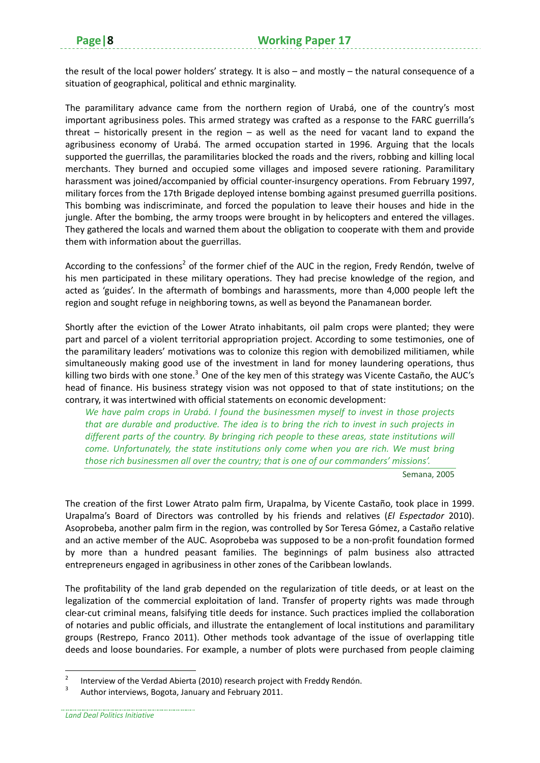the result of the local power holders' strategy. It is also – and mostly – the natural consequence of a situation of geographical, political and ethnic marginality.

The paramilitary advance came from the northern region of Urabá, one of the country's most important agribusiness poles. This armed strategy was crafted as a response to the FARC guerrilla's threat – historically present in the region – as well as the need for vacant land to expand the agribusiness economy of Urabá. The armed occupation started in 1996. Arguing that the locals supported the guerrillas, the paramilitaries blocked the roads and the rivers, robbing and killing local merchants. They burned and occupied some villages and imposed severe rationing. Paramilitary harassment was joined/accompanied by official counter-insurgency operations. From February 1997, military forces from the 17th Brigade deployed intense bombing against presumed guerrilla positions. This bombing was indiscriminate, and forced the population to leave their houses and hide in the jungle. After the bombing, the army troops were brought in by helicopters and entered the villages. They gathered the locals and warned them about the obligation to cooperate with them and provide them with information about the guerrillas.

According to the confessions[2] of the former chief of the AUC in the region, Fredy Rendón, twelve of his men participated in these military operations. They had precise knowledge of the region, and acted as 'guides'. In the aftermath of bombings and harassments, more than 4,000 people left the region and sought refuge in neighboring towns, as well as beyond the Panamanean border.

Shortly after the eviction of the Lower Atrato inhabitants, oil palm crops were planted; they were part and parcel of a violent territorial appropriation project. According to some testimonies, one of the paramilitary leaders' motivations was to colonize this region with demobilized militiamen, while simultaneously making good use of the investment in land for money laundering operations, thus killing two birds with one stone.[3] One of the key men of this strategy was Vicente Castaño, the AUC's head of finance. His business strategy vision was not opposed to that of state institutions; on the contrary, it was intertwined with official statements on economic development:

> *We have palm crops in Urabá. I found the businessmen myself to invest in those projects that are durable and productive. The idea is to bring the rich to invest in such projects in different parts of the country. By bringing rich people to these areas, state institutions will come. Unfortunately, the state institutions only come when you are rich. We must bring those rich businessmen all over the country; that is one of our commanders' missions'.*
>
> Semana, 2005

The creation of the first Lower Atrato palm firm, Urapalma, by Vicente Castaño, took place in 1999. Urapalma's Board of Directors was controlled by his friends and relatives (*El Espectador* 2010). Asoprobeba, another palm firm in the region, was controlled by Sor Teresa Gómez, a Castaño relative and an active member of the AUC. Asoprobeba was supposed to be a non-profit foundation formed by more than a hundred peasant families. The beginnings of palm business also attracted entrepreneurs engaged in agribusiness in other zones of the Caribbean lowlands.

The profitability of the land grab depended on the regularization of title deeds, or at least on the legalization of the commercial exploitation of land. Transfer of property rights was made through clear-cut criminal means, falsifying title deeds for instance. Such practices implied the collaboration of notaries and public officials, and illustrate the entanglement of local institutions and paramilitary groups (Restrepo, Franco 2011). Other methods took advantage of the issue of overlapping title deeds and loose boundaries. For example, a number of plots were purchased from people claiming

---

[2] Interview of the Verdad Abierta (2010) research project with Freddy Rendón.

[3] Author interviews, Bogota, January and February 2011.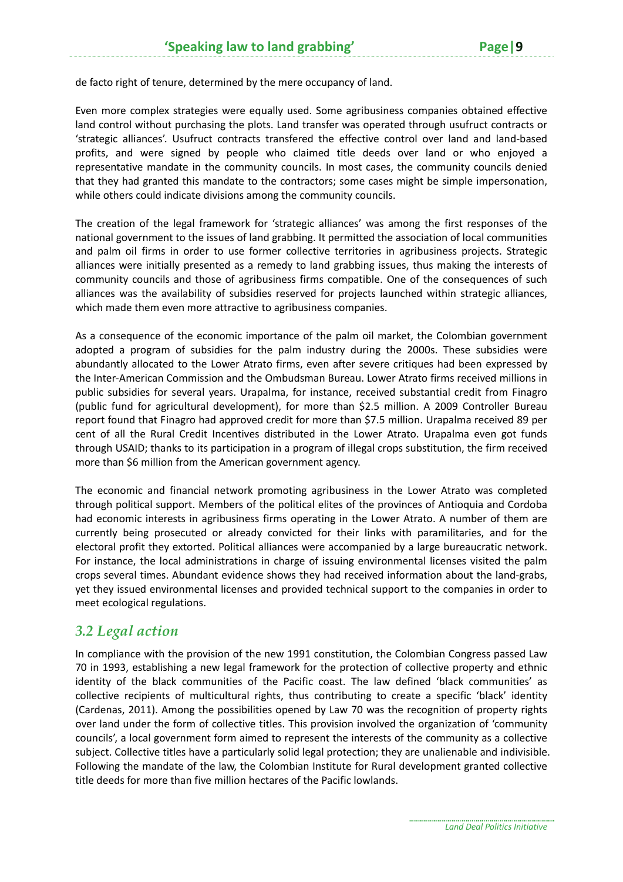de facto right of tenure, determined by the mere occupancy of land.

Even more complex strategies were equally used. Some agribusiness companies obtained effective land control without purchasing the plots. Land transfer was operated through usufruct contracts or 'strategic alliances'. Usufruct contracts transfered the effective control over land and land-based profits, and were signed by people who claimed title deeds over land or who enjoyed a representative mandate in the community councils. In most cases, the community councils denied that they had granted this mandate to the contractors; some cases might be simple impersonation, while others could indicate divisions among the community councils.

The creation of the legal framework for 'strategic alliances' was among the first responses of the national government to the issues of land grabbing. It permitted the association of local communities and palm oil firms in order to use former collective territories in agribusiness projects. Strategic alliances were initially presented as a remedy to land grabbing issues, thus making the interests of community councils and those of agribusiness firms compatible. One of the consequences of such alliances was the availability of subsidies reserved for projects launched within strategic alliances, which made them even more attractive to agribusiness companies.

As a consequence of the economic importance of the palm oil market, the Colombian government adopted a program of subsidies for the palm industry during the 2000s. These subsidies were abundantly allocated to the Lower Atrato firms, even after severe critiques had been expressed by the Inter-American Commission and the Ombudsman Bureau. Lower Atrato firms received millions in public subsidies for several years. Urapalma, for instance, received substantial credit from Finagro (public fund for agricultural development), for more than \$2.5 million. A 2009 Controller Bureau report found that Finagro had approved credit for more than \$7.5 million. Urapalma received 89 per cent of all the Rural Credit Incentives distributed in the Lower Atrato. Urapalma even got funds through USAID; thanks to its participation in a program of illegal crops substitution, the firm received more than \$6 million from the American government agency.

The economic and financial network promoting agribusiness in the Lower Atrato was completed through political support. Members of the political elites of the provinces of Antioquia and Cordoba had economic interests in agribusiness firms operating in the Lower Atrato. A number of them are currently being prosecuted or already convicted for their links with paramilitaries, and for the electoral profit they extorted. Political alliances were accompanied by a large bureaucratic network. For instance, the local administrations in charge of issuing environmental licenses visited the palm crops several times. Abundant evidence shows they had received information about the land-grabs, yet they issued environmental licenses and provided technical support to the companies in order to meet ecological regulations.

## *3.2 Legal action*

In compliance with the provision of the new 1991 constitution, the Colombian Congress passed Law 70 in 1993, establishing a new legal framework for the protection of collective property and ethnic identity of the black communities of the Pacific coast. The law defined 'black communities' as collective recipients of multicultural rights, thus contributing to create a specific 'black' identity (Cardenas, 2011). Among the possibilities opened by Law 70 was the recognition of property rights over land under the form of collective titles. This provision involved the organization of 'community councils', a local government form aimed to represent the interests of the community as a collective subject. Collective titles have a particularly solid legal protection; they are unalienable and indivisible. Following the mandate of the law, the Colombian Institute for Rural development granted collective title deeds for more than five million hectares of the Pacific lowlands.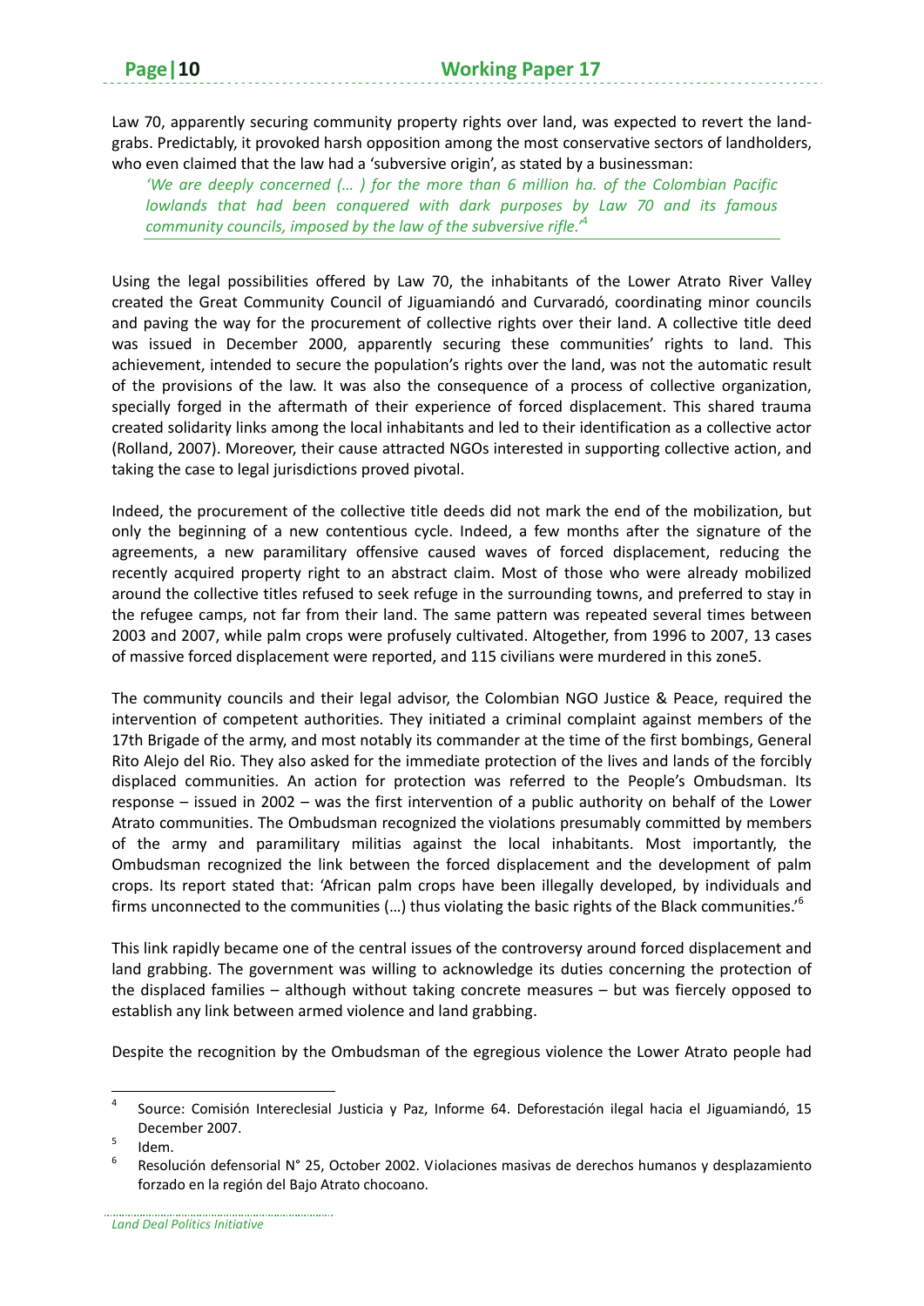Law 70, apparently securing community property rights over land, was expected to revert the land-grabs. Predictably, it provoked harsh opposition among the most conservative sectors of landholders, who even claimed that the law had a 'subversive origin', as stated by a businessman:

> *'We are deeply concerned (… ) for the more than 6 million ha. of the Colombian Pacific lowlands that had been conquered with dark purposes by Law 70 and its famous community councils, imposed by the law of the subversive rifle.'*[4]

Using the legal possibilities offered by Law 70, the inhabitants of the Lower Atrato River Valley created the Great Community Council of Jiguamiandó and Curvaradó, coordinating minor councils and paving the way for the procurement of collective rights over their land. A collective title deed was issued in December 2000, apparently securing these communities' rights to land. This achievement, intended to secure the population's rights over the land, was not the automatic result of the provisions of the law. It was also the consequence of a process of collective organization, specially forged in the aftermath of their experience of forced displacement. This shared trauma created solidarity links among the local inhabitants and led to their identification as a collective actor (Rolland, 2007). Moreover, their cause attracted NGOs interested in supporting collective action, and taking the case to legal jurisdictions proved pivotal.

Indeed, the procurement of the collective title deeds did not mark the end of the mobilization, but only the beginning of a new contentious cycle. Indeed, a few months after the signature of the agreements, a new paramilitary offensive caused waves of forced displacement, reducing the recently acquired property right to an abstract claim. Most of those who were already mobilized around the collective titles refused to seek refuge in the surrounding towns, and preferred to stay in the refugee camps, not far from their land. The same pattern was repeated several times between 2003 and 2007, while palm crops were profusely cultivated. Altogether, from 1996 to 2007, 13 cases of massive forced displacement were reported, and 115 civilians were murdered in this zone5.

The community councils and their legal advisor, the Colombian NGO Justice & Peace, required the intervention of competent authorities. They initiated a criminal complaint against members of the 17th Brigade of the army, and most notably its commander at the time of the first bombings, General Rito Alejo del Rio. They also asked for the immediate protection of the lives and lands of the forcibly displaced communities. An action for protection was referred to the People's Ombudsman. Its response – issued in 2002 – was the first intervention of a public authority on behalf of the Lower Atrato communities. The Ombudsman recognized the violations presumably committed by members of the army and paramilitary militias against the local inhabitants. Most importantly, the Ombudsman recognized the link between the forced displacement and the development of palm crops. Its report stated that: 'African palm crops have been illegally developed, by individuals and firms unconnected to the communities (…) thus violating the basic rights of the Black communities.'[6]

This link rapidly became one of the central issues of the controversy around forced displacement and land grabbing. The government was willing to acknowledge its duties concerning the protection of the displaced families – although without taking concrete measures – but was fiercely opposed to establish any link between armed violence and land grabbing.

Despite the recognition by the Ombudsman of the egregious violence the Lower Atrato people had

---

[4] Source: Comisión Intereclesial Justicia y Paz, Informe 64. Deforestación ilegal hacia el Jiguamiandó, 15 December 2007.

[5] Idem.

[6] Resolución defensorial N° 25, October 2002. Violaciones masivas de derechos humanos y desplazamiento forzado en la región del Bajo Atrato chocoano.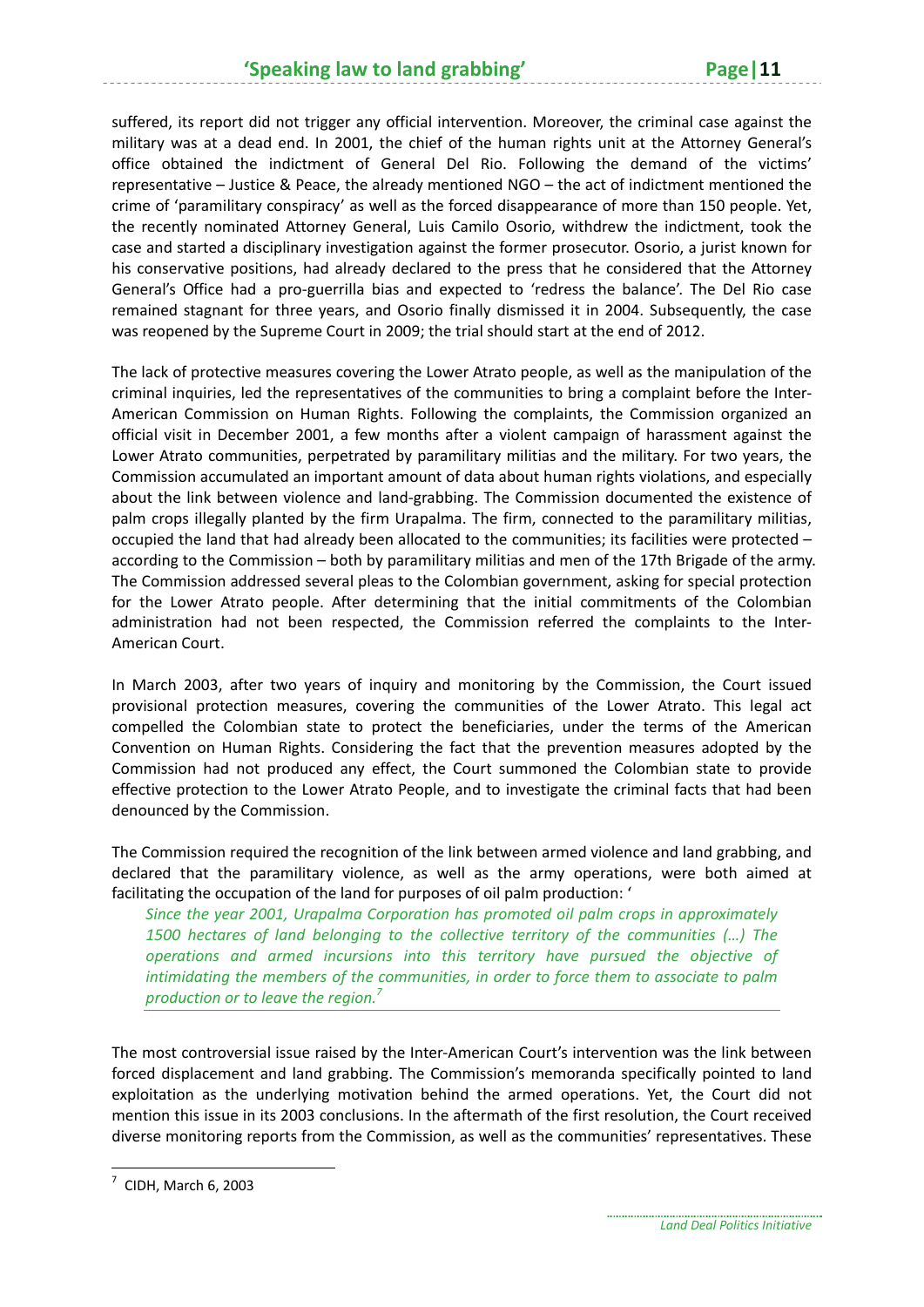suffered, its report did not trigger any official intervention. Moreover, the criminal case against the military was at a dead end. In 2001, the chief of the human rights unit at the Attorney General's office obtained the indictment of General Del Rio. Following the demand of the victims' representative – Justice & Peace, the already mentioned NGO – the act of indictment mentioned the crime of 'paramilitary conspiracy' as well as the forced disappearance of more than 150 people. Yet, the recently nominated Attorney General, Luis Camilo Osorio, withdrew the indictment, took the case and started a disciplinary investigation against the former prosecutor. Osorio, a jurist known for his conservative positions, had already declared to the press that he considered that the Attorney General's Office had a pro-guerrilla bias and expected to 'redress the balance'. The Del Rio case remained stagnant for three years, and Osorio finally dismissed it in 2004. Subsequently, the case was reopened by the Supreme Court in 2009; the trial should start at the end of 2012.

The lack of protective measures covering the Lower Atrato people, as well as the manipulation of the criminal inquiries, led the representatives of the communities to bring a complaint before the Inter-American Commission on Human Rights. Following the complaints, the Commission organized an official visit in December 2001, a few months after a violent campaign of harassment against the Lower Atrato communities, perpetrated by paramilitary militias and the military. For two years, the Commission accumulated an important amount of data about human rights violations, and especially about the link between violence and land-grabbing. The Commission documented the existence of palm crops illegally planted by the firm Urapalma. The firm, connected to the paramilitary militias, occupied the land that had already been allocated to the communities; its facilities were protected – according to the Commission – both by paramilitary militias and men of the 17th Brigade of the army. The Commission addressed several pleas to the Colombian government, asking for special protection for the Lower Atrato people. After determining that the initial commitments of the Colombian administration had not been respected, the Commission referred the complaints to the Inter-American Court.

In March 2003, after two years of inquiry and monitoring by the Commission, the Court issued provisional protection measures, covering the communities of the Lower Atrato. This legal act compelled the Colombian state to protect the beneficiaries, under the terms of the American Convention on Human Rights. Considering the fact that the prevention measures adopted by the Commission had not produced any effect, the Court summoned the Colombian state to provide effective protection to the Lower Atrato People, and to investigate the criminal facts that had been denounced by the Commission.

The Commission required the recognition of the link between armed violence and land grabbing, and declared that the paramilitary violence, as well as the army operations, were both aimed at facilitating the occupation of the land for purposes of oil palm production: '

> *Since the year 2001, Urapalma Corporation has promoted oil palm crops in approximately 1500 hectares of land belonging to the collective territory of the communities (…) The operations and armed incursions into this territory have pursued the objective of intimidating the members of the communities, in order to force them to associate to palm production or to leave the region.*[7]

The most controversial issue raised by the Inter-American Court's intervention was the link between forced displacement and land grabbing. The Commission's memoranda specifically pointed to land exploitation as the underlying motivation behind the armed operations. Yet, the Court did not mention this issue in its 2003 conclusions. In the aftermath of the first resolution, the Court received diverse monitoring reports from the Commission, as well as the communities' representatives. These

---

[7] CIDH, March 6, 2003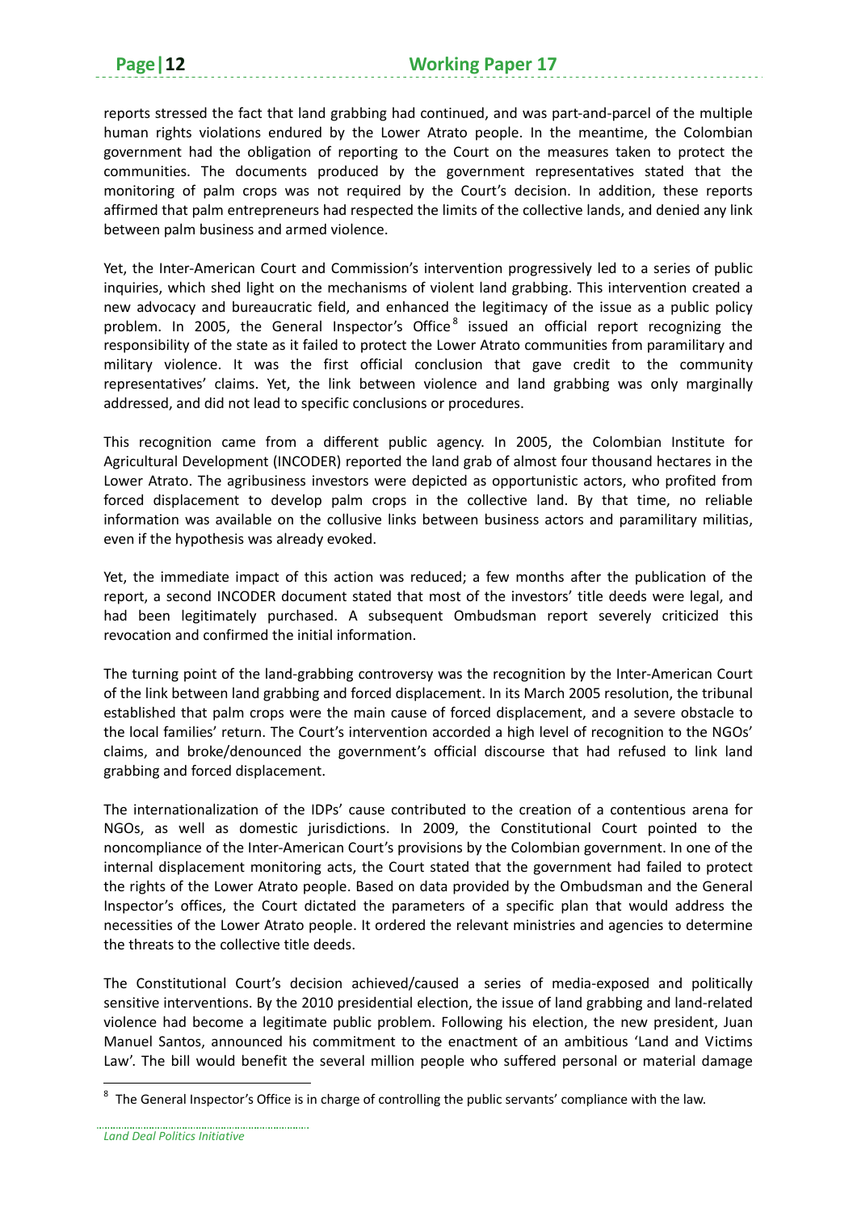reports stressed the fact that land grabbing had continued, and was part-and-parcel of the multiple human rights violations endured by the Lower Atrato people. In the meantime, the Colombian government had the obligation of reporting to the Court on the measures taken to protect the communities. The documents produced by the government representatives stated that the monitoring of palm crops was not required by the Court's decision. In addition, these reports affirmed that palm entrepreneurs had respected the limits of the collective lands, and denied any link between palm business and armed violence.

Yet, the Inter-American Court and Commission's intervention progressively led to a series of public inquiries, which shed light on the mechanisms of violent land grabbing. This intervention created a new advocacy and bureaucratic field, and enhanced the legitimacy of the issue as a public policy problem. In 2005, the General Inspector's Office[8] issued an official report recognizing the responsibility of the state as it failed to protect the Lower Atrato communities from paramilitary and military violence. It was the first official conclusion that gave credit to the community representatives' claims. Yet, the link between violence and land grabbing was only marginally addressed, and did not lead to specific conclusions or procedures.

This recognition came from a different public agency. In 2005, the Colombian Institute for Agricultural Development (INCODER) reported the land grab of almost four thousand hectares in the Lower Atrato. The agribusiness investors were depicted as opportunistic actors, who profited from forced displacement to develop palm crops in the collective land. By that time, no reliable information was available on the collusive links between business actors and paramilitary militias, even if the hypothesis was already evoked.

Yet, the immediate impact of this action was reduced; a few months after the publication of the report, a second INCODER document stated that most of the investors' title deeds were legal, and had been legitimately purchased. A subsequent Ombudsman report severely criticized this revocation and confirmed the initial information.

The turning point of the land-grabbing controversy was the recognition by the Inter-American Court of the link between land grabbing and forced displacement. In its March 2005 resolution, the tribunal established that palm crops were the main cause of forced displacement, and a severe obstacle to the local families' return. The Court's intervention accorded a high level of recognition to the NGOs' claims, and broke/denounced the government's official discourse that had refused to link land grabbing and forced displacement.

The internationalization of the IDPs' cause contributed to the creation of a contentious arena for NGOs, as well as domestic jurisdictions. In 2009, the Constitutional Court pointed to the noncompliance of the Inter-American Court's provisions by the Colombian government. In one of the internal displacement monitoring acts, the Court stated that the government had failed to protect the rights of the Lower Atrato people. Based on data provided by the Ombudsman and the General Inspector's offices, the Court dictated the parameters of a specific plan that would address the necessities of the Lower Atrato people. It ordered the relevant ministries and agencies to determine the threats to the collective title deeds.

The Constitutional Court's decision achieved/caused a series of media-exposed and politically sensitive interventions. By the 2010 presidential election, the issue of land grabbing and land-related violence had become a legitimate public problem. Following his election, the new president, Juan Manuel Santos, announced his commitment to the enactment of an ambitious 'Land and Victims Law'. The bill would benefit the several million people who suffered personal or material damage

[8] The General Inspector's Office is in charge of controlling the public servants' compliance with the law.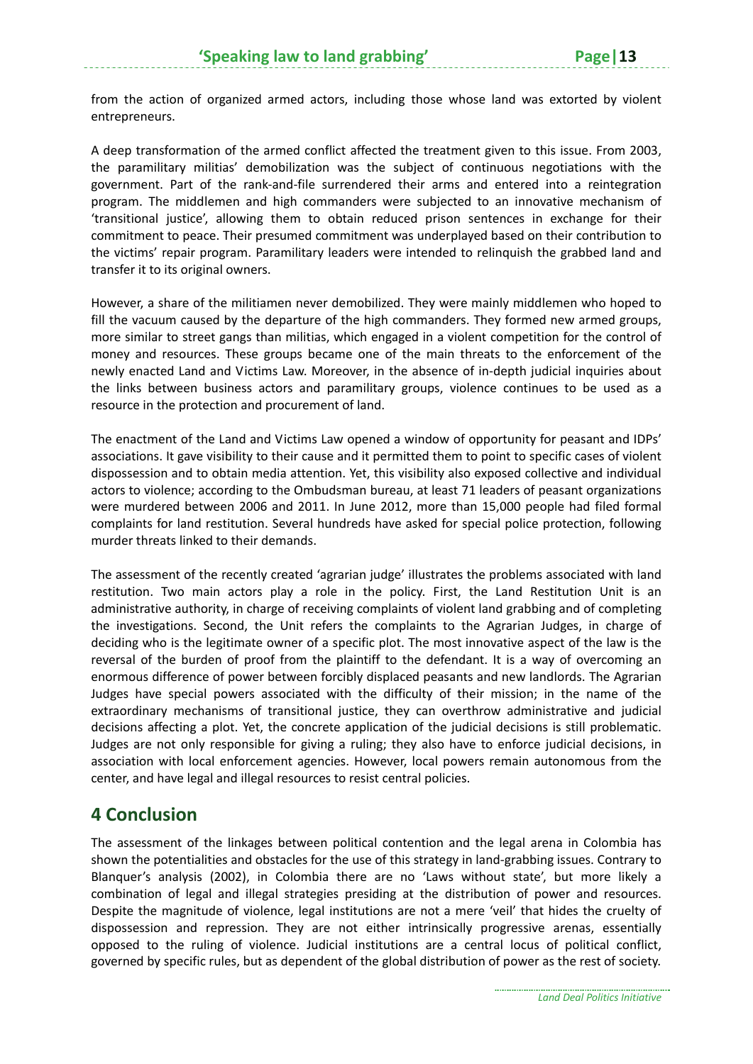from the action of organized armed actors, including those whose land was extorted by violent entrepreneurs.

A deep transformation of the armed conflict affected the treatment given to this issue. From 2003, the paramilitary militias' demobilization was the subject of continuous negotiations with the government. Part of the rank-and-file surrendered their arms and entered into a reintegration program. The middlemen and high commanders were subjected to an innovative mechanism of 'transitional justice', allowing them to obtain reduced prison sentences in exchange for their commitment to peace. Their presumed commitment was underplayed based on their contribution to the victims' repair program. Paramilitary leaders were intended to relinquish the grabbed land and transfer it to its original owners.

However, a share of the militiamen never demobilized. They were mainly middlemen who hoped to fill the vacuum caused by the departure of the high commanders. They formed new armed groups, more similar to street gangs than militias, which engaged in a violent competition for the control of money and resources. These groups became one of the main threats to the enforcement of the newly enacted Land and Victims Law. Moreover, in the absence of in-depth judicial inquiries about the links between business actors and paramilitary groups, violence continues to be used as a resource in the protection and procurement of land.

The enactment of the Land and Victims Law opened a window of opportunity for peasant and IDPs' associations. It gave visibility to their cause and it permitted them to point to specific cases of violent dispossession and to obtain media attention. Yet, this visibility also exposed collective and individual actors to violence; according to the Ombudsman bureau, at least 71 leaders of peasant organizations were murdered between 2006 and 2011. In June 2012, more than 15,000 people had filed formal complaints for land restitution. Several hundreds have asked for special police protection, following murder threats linked to their demands.

The assessment of the recently created 'agrarian judge' illustrates the problems associated with land restitution. Two main actors play a role in the policy. First, the Land Restitution Unit is an administrative authority, in charge of receiving complaints of violent land grabbing and of completing the investigations. Second, the Unit refers the complaints to the Agrarian Judges, in charge of deciding who is the legitimate owner of a specific plot. The most innovative aspect of the law is the reversal of the burden of proof from the plaintiff to the defendant. It is a way of overcoming an enormous difference of power between forcibly displaced peasants and new landlords. The Agrarian Judges have special powers associated with the difficulty of their mission; in the name of the extraordinary mechanisms of transitional justice, they can overthrow administrative and judicial decisions affecting a plot. Yet, the concrete application of the judicial decisions is still problematic. Judges are not only responsible for giving a ruling; they also have to enforce judicial decisions, in association with local enforcement agencies. However, local powers remain autonomous from the center, and have legal and illegal resources to resist central policies.

# 4 Conclusion

The assessment of the linkages between political contention and the legal arena in Colombia has shown the potentialities and obstacles for the use of this strategy in land-grabbing issues. Contrary to Blanquer's analysis (2002), in Colombia there are no 'Laws without state', but more likely a combination of legal and illegal strategies presiding at the distribution of power and resources. Despite the magnitude of violence, legal institutions are not a mere 'veil' that hides the cruelty of dispossession and repression. They are not either intrinsically progressive arenas, essentially opposed to the ruling of violence. Judicial institutions are a central locus of political conflict, governed by specific rules, but as dependent of the global distribution of power as the rest of society.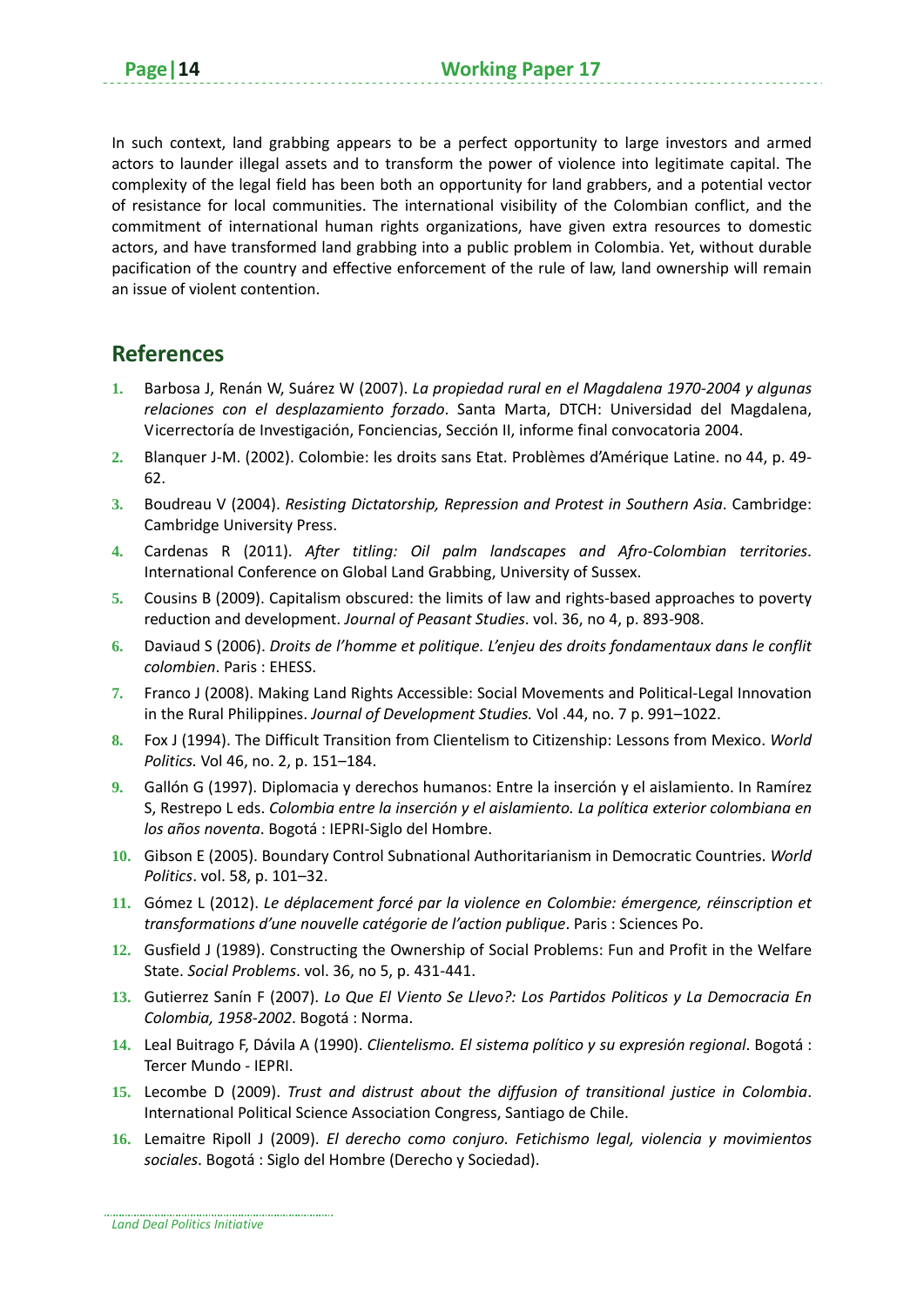In such context, land grabbing appears to be a perfect opportunity to large investors and armed actors to launder illegal assets and to transform the power of violence into legitimate capital. The complexity of the legal field has been both an opportunity for land grabbers, and a potential vector of resistance for local communities. The international visibility of the Colombian conflict, and the commitment of international human rights organizations, have given extra resources to domestic actors, and have transformed land grabbing into a public problem in Colombia. Yet, without durable pacification of the country and effective enforcement of the rule of law, land ownership will remain an issue of violent contention.

## References

1. Barbosa J, Renán W, Suárez W (2007). *La propiedad rural en el Magdalena 1970-2004 y algunas relaciones con el desplazamiento forzado*. Santa Marta, DTCH: Universidad del Magdalena, Vicerrectoría de Investigación, Fonciencias, Sección II, informe final convocatoria 2004.
2. Blanquer J-M. (2002). Colombie: les droits sans Etat. Problèmes d'Amérique Latine. no 44, p. 49-62.
3. Boudreau V (2004). *Resisting Dictatorship, Repression and Protest in Southern Asia*. Cambridge: Cambridge University Press.
4. Cardenas R (2011). *After titling: Oil palm landscapes and Afro-Colombian territories*. International Conference on Global Land Grabbing, University of Sussex.
5. Cousins B (2009). Capitalism obscured: the limits of law and rights-based approaches to poverty reduction and development. *Journal of Peasant Studies*. vol. 36, no 4, p. 893-908.
6. Daviaud S (2006). *Droits de l'homme et politique. L'enjeu des droits fondamentaux dans le conflit colombien*. Paris : EHESS.
7. Franco J (2008). Making Land Rights Accessible: Social Movements and Political-Legal Innovation in the Rural Philippines. *Journal of Development Studies.* Vol .44, no. 7 p. 991–1022.
8. Fox J (1994). The Difficult Transition from Clientelism to Citizenship: Lessons from Mexico. *World Politics.* Vol 46, no. 2, p. 151–184.
9. Gallón G (1997). Diplomacia y derechos humanos: Entre la inserción y el aislamiento. In Ramírez S, Restrepo L eds. *Colombia entre la inserción y el aislamiento. La política exterior colombiana en los años noventa*. Bogotá : IEPRI-Siglo del Hombre.
10. Gibson E (2005). Boundary Control Subnational Authoritarianism in Democratic Countries. *World Politics*. vol. 58, p. 101–32.
11. Gómez L (2012). *Le déplacement forcé par la violence en Colombie: émergence, réinscription et transformations d'une nouvelle catégorie de l'action publique*. Paris : Sciences Po.
12. Gusfield J (1989). Constructing the Ownership of Social Problems: Fun and Profit in the Welfare State. *Social Problems*. vol. 36, no 5, p. 431-441.
13. Gutierrez Sanín F (2007). *Lo Que El Viento Se Llevo?: Los Partidos Politicos y La Democracia En Colombia, 1958-2002*. Bogotá : Norma.
14. Leal Buitrago F, Dávila A (1990). *Clientelismo. El sistema político y su expresión regional*. Bogotá : Tercer Mundo - IEPRI.
15. Lecombe D (2009). *Trust and distrust about the diffusion of transitional justice in Colombia*. International Political Science Association Congress, Santiago de Chile.
16. Lemaitre Ripoll J (2009). *El derecho como conjuro. Fetichismo legal, violencia y movimientos sociales*. Bogotá : Siglo del Hombre (Derecho y Sociedad).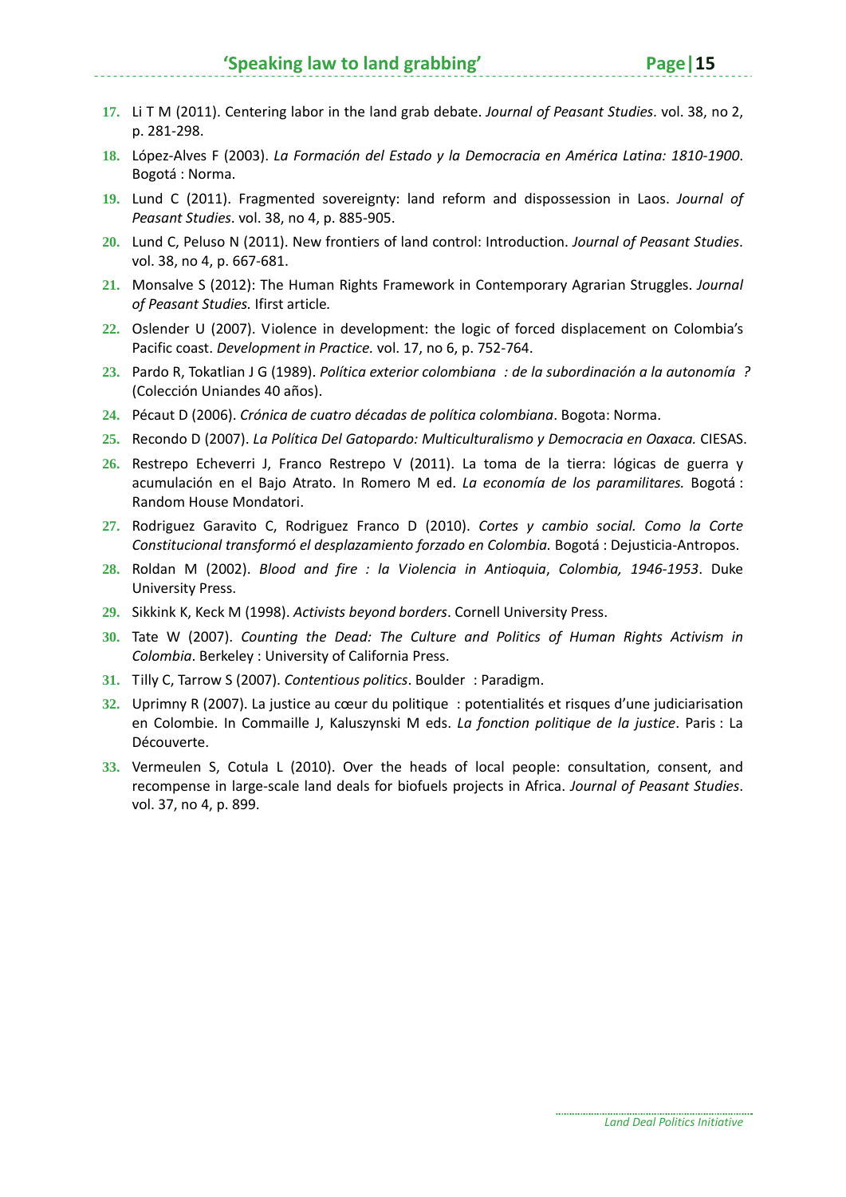17. Li T M (2011). Centering labor in the land grab debate. *Journal of Peasant Studies*. vol. 38, no 2, p. 281-298.
18. López-Alves F (2003). *La Formación del Estado y la Democracia en América Latina: 1810-1900*. Bogotá : Norma.
19. Lund C (2011). Fragmented sovereignty: land reform and dispossession in Laos. *Journal of Peasant Studies*. vol. 38, no 4, p. 885-905.
20. Lund C, Peluso N (2011). New frontiers of land control: Introduction. *Journal of Peasant Studies*. vol. 38, no 4, p. 667-681.
21. Monsalve S (2012): The Human Rights Framework in Contemporary Agrarian Struggles. *Journal of Peasant Studies.* Ifirst article.
22. Oslender U (2007). Violence in development: the logic of forced displacement on Colombia's Pacific coast. *Development in Practice.* vol. 17, no 6, p. 752-764.
23. Pardo R, Tokatlian J G (1989). *Política exterior colombiana : de la subordinación a la autonomía ?* (Colección Uniandes 40 años).
24. Pécaut D (2006). *Crónica de cuatro décadas de política colombiana*. Bogota: Norma.
25. Recondo D (2007). *La Política Del Gatopardo: Multiculturalismo y Democracia en Oaxaca.* CIESAS.
26. Restrepo Echeverri J, Franco Restrepo V (2011). La toma de la tierra: lógicas de guerra y acumulación en el Bajo Atrato. In Romero M ed. *La economía de los paramilitares.* Bogotá : Random House Mondatori.
27. Rodriguez Garavito C, Rodriguez Franco D (2010). *Cortes y cambio social. Como la Corte Constitucional transformó el desplazamiento forzado en Colombia.* Bogotá : Dejusticia-Antropos.
28. Roldan M (2002). *Blood and fire : la Violencia in Antioquia*, *Colombia, 1946-1953*. Duke University Press.
29. Sikkink K, Keck M (1998). *Activists beyond borders*. Cornell University Press.
30. Tate W (2007). *Counting the Dead: The Culture and Politics of Human Rights Activism in Colombia*. Berkeley : University of California Press.
31. Tilly C, Tarrow S (2007). *Contentious politics*. Boulder : Paradigm.
32. Uprimny R (2007). La justice au cœur du politique : potentialités et risques d'une judiciarisation en Colombie. In Commaille J, Kaluszynski M eds. *La fonction politique de la justice*. Paris : La Découverte.
33. Vermeulen S, Cotula L (2010). Over the heads of local people: consultation, consent, and recompense in large-scale land deals for biofuels projects in Africa. *Journal of Peasant Studies*. vol. 37, no 4, p. 899.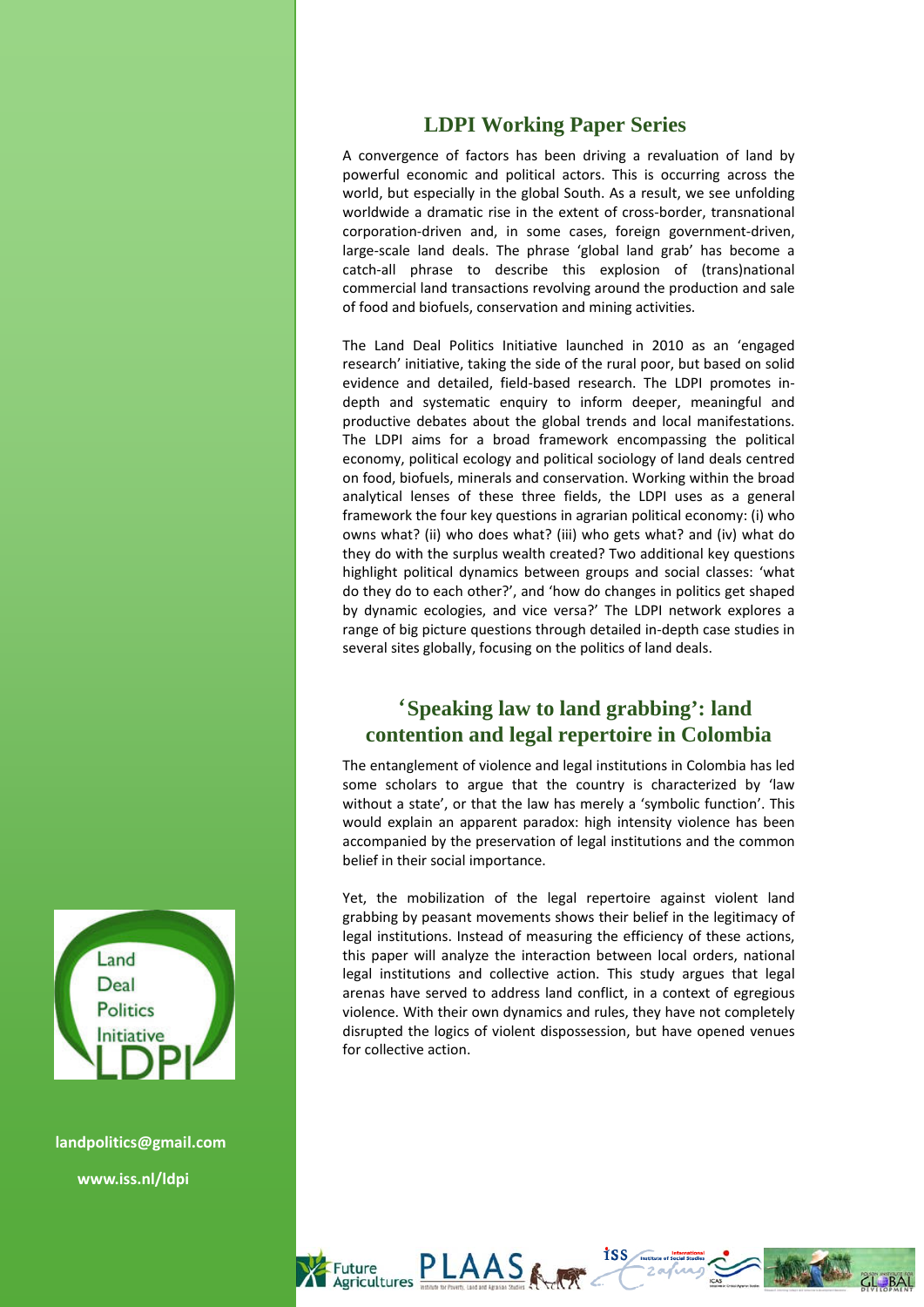## LDPI Working Paper Series

A convergence of factors has been driving a revaluation of land by powerful economic and political actors. This is occurring across the world, but especially in the global South. As a result, we see unfolding worldwide a dramatic rise in the extent of cross-border, transnational corporation-driven and, in some cases, foreign government-driven, large-scale land deals. The phrase 'global land grab' has become a catch-all phrase to describe this explosion of (trans)national commercial land transactions revolving around the production and sale of food and biofuels, conservation and mining activities.

The Land Deal Politics Initiative launched in 2010 as an 'engaged research' initiative, taking the side of the rural poor, but based on solid evidence and detailed, field-based research. The LDPI promotes in-depth and systematic enquiry to inform deeper, meaningful and productive debates about the global trends and local manifestations. The LDPI aims for a broad framework encompassing the political economy, political ecology and political sociology of land deals centred on food, biofuels, minerals and conservation. Working within the broad analytical lenses of these three fields, the LDPI uses as a general framework the four key questions in agrarian political economy: (i) who owns what? (ii) who does what? (iii) who gets what? and (iv) what do they do with the surplus wealth created? Two additional key questions highlight political dynamics between groups and social classes: 'what do they do to each other?', and 'how do changes in politics get shaped by dynamic ecologies, and vice versa?' The LDPI network explores a range of big picture questions through detailed in-depth case studies in several sites globally, focusing on the politics of land deals.

## 'Speaking law to land grabbing': land contention and legal repertoire in Colombia

The entanglement of violence and legal institutions in Colombia has led some scholars to argue that the country is characterized by 'law without a state', or that the law has merely a 'symbolic function'. This would explain an apparent paradox: high intensity violence has been accompanied by the preservation of legal institutions and the common belief in their social importance.

Yet, the mobilization of the legal repertoire against violent land grabbing by peasant movements shows their belief in the legitimacy of legal institutions. Instead of measuring the efficiency of these actions, this paper will analyze the interaction between local orders, national legal institutions and collective action. This study argues that legal arenas have served to address land conflict, in a context of egregious violence. With their own dynamics and rules, they have not completely disrupted the logics of violent dispossession, but have opened venues for collective action.

Land Deal Politics Initiative LDPI

landpolitics@gmail.com

www.iss.nl/ldpi